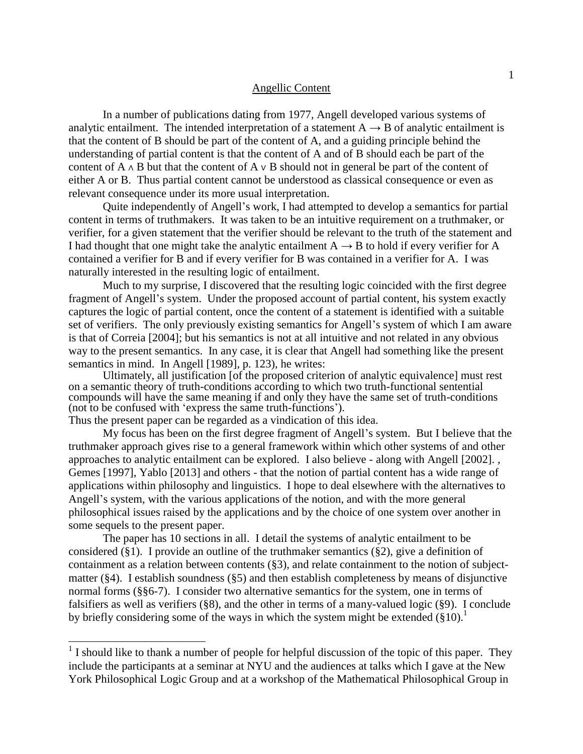# Angellic Content

In a number of publications dating from 1977, Angell developed various systems of analytic entailment. The intended interpretation of a statement $A \rightarrow B$ of analytic entailment is that the content of B should be part of the content of A, and a guiding principle behind the understanding of partial content is that the content of A and of B should each be part of the content of $A \wedge B$ but that the content of $A \vee B$ should not in general be part of the content of either A or B. Thus partial content cannot be understood as classical consequence or even as relevant consequence under its more usual interpretation.

Quite independently of Angell's work, I had attempted to develop a semantics for partial content in terms of truthmakers. It was taken to be an intuitive requirement on a truthmaker, or verifier, for a given statement that the verifier should be relevant to the truth of the statement and I had thought that one might take the analytic entailment $A \rightarrow B$ to hold if every verifier for A contained a verifier for B and if every verifier for B was contained in a verifier for A. I was naturally interested in the resulting logic of entailment.

Much to my surprise, I discovered that the resulting logic coincided with the first degree fragment of Angell's system. Under the proposed account of partial content, his system exactly captures the logic of partial content, once the content of a statement is identified with a suitable set of verifiers. The only previously existing semantics for Angell's system of which I am aware is that of Correia [2004]; but his semantics is not at all intuitive and not related in any obvious way to the present semantics. In any case, it is clear that Angell had something like the present semantics in mind. In Angell [1989], p. 123), he writes:

> Ultimately, all justification [of the proposed criterion of analytic equivalence] must rest on a semantic theory of truth-conditions according to which two truth-functional sentential compounds will have the same meaning if and only they have the same set of truth-conditions (not to be confused with 'express the same truth-functions').

Thus the present paper can be regarded as a vindication of this idea.

My focus has been on the first degree fragment of Angell's system. But I believe that the truthmaker approach gives rise to a general framework within which other systems of and other approaches to analytic entailment can be explored. I also believe - along with Angell [2002]. , Gemes [1997], Yablo [2013] and others - that the notion of partial content has a wide range of applications within philosophy and linguistics. I hope to deal elsewhere with the alternatives to Angell's system, with the various applications of the notion, and with the more general philosophical issues raised by the applications and by the choice of one system over another in some sequels to the present paper.

The paper has 10 sections in all. I detail the systems of analytic entailment to be considered (§1). I provide an outline of the truthmaker semantics (§2), give a definition of containment as a relation between contents (§3), and relate containment to the notion of subject-matter (§4). I establish soundness (§5) and then establish completeness by means of disjunctive normal forms (§§6-7). I consider two alternative semantics for the system, one in terms of falsifiers as well as verifiers (§8), and the other in terms of a many-valued logic (§9). I conclude by briefly considering some of the ways in which the system might be extended (§10).[1]

[1] I should like to thank a number of people for helpful discussion of the topic of this paper. They include the participants at a seminar at NYU and the audiences at talks which I gave at the New York Philosophical Logic Group and at a workshop of the Mathematical Philosophical Group in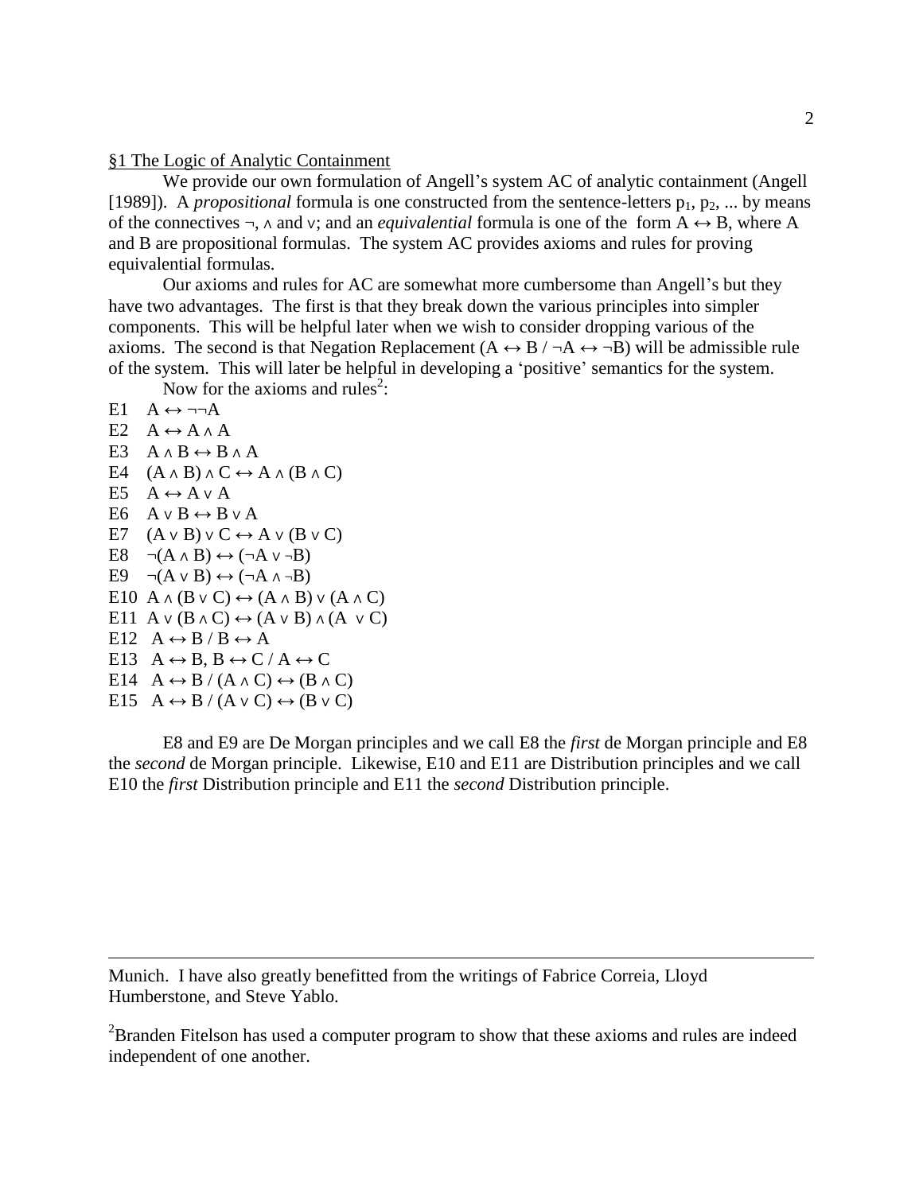§1 The Logic of Analytic Containment

We provide our own formulation of Angell's system AC of analytic containment (Angell [1989]). A *propositional* formula is one constructed from the sentence-letters $p_1$, $p_2$, ... by means of the connectives ¬, ∧ and ∨; and an *equivalential* formula is one of the form $A \leftrightarrow B$, where A and B are propositional formulas. The system AC provides axioms and rules for proving equivalential formulas.

Our axioms and rules for AC are somewhat more cumbersome than Angell's but they have two advantages. The first is that they break down the various principles into simpler components. This will be helpful later when we wish to consider dropping various of the axioms. The second is that Negation Replacement ($A \leftrightarrow B$ / $\neg A \leftrightarrow \neg B$) will be admissible rule of the system. This will later be helpful in developing a 'positive' semantics for the system.

Now for the axioms and rules[2]:

E1 $A \leftrightarrow \neg\neg A$

E2 $A \leftrightarrow A \wedge A$

E3 $A \wedge B \leftrightarrow B \wedge A$

E4 $(A \wedge B) \wedge C \leftrightarrow A \wedge (B \wedge C)$

E5 $A \leftrightarrow A \vee A$

E6 $A \vee B \leftrightarrow B \vee A$

E7 $(A \vee B) \vee C \leftrightarrow A \vee (B \vee C)$

E8 $\neg(A \wedge B) \leftrightarrow (\neg A \vee \neg B)$

E9 $\neg(A \vee B) \leftrightarrow (\neg A \wedge \neg B)$

E10 $A \wedge (B \vee C) \leftrightarrow (A \wedge B) \vee (A \wedge C)$

E11 $A \vee (B \wedge C) \leftrightarrow (A \vee B) \wedge (A \vee C)$

E12 $A \leftrightarrow B$ / $B \leftrightarrow A$

E13 $A \leftrightarrow B$, $B \leftrightarrow C$ / $A \leftrightarrow C$

E14 $A \leftrightarrow B$ / $(A \wedge C) \leftrightarrow (B \wedge C)$

E15 $A \leftrightarrow B$ / $(A \vee C) \leftrightarrow (B \vee C)$

E8 and E9 are De Morgan principles and we call E8 the *first* de Morgan principle and E8 the *second* de Morgan principle. Likewise, E10 and E11 are Distribution principles and we call E10 the *first* Distribution principle and E11 the *second* Distribution principle.

---

Munich. I have also greatly benefitted from the writings of Fabrice Correia, Lloyd Humberstone, and Steve Yablo.

[2] Branden Fitelson has used a computer program to show that these axioms and rules are indeed independent of one another.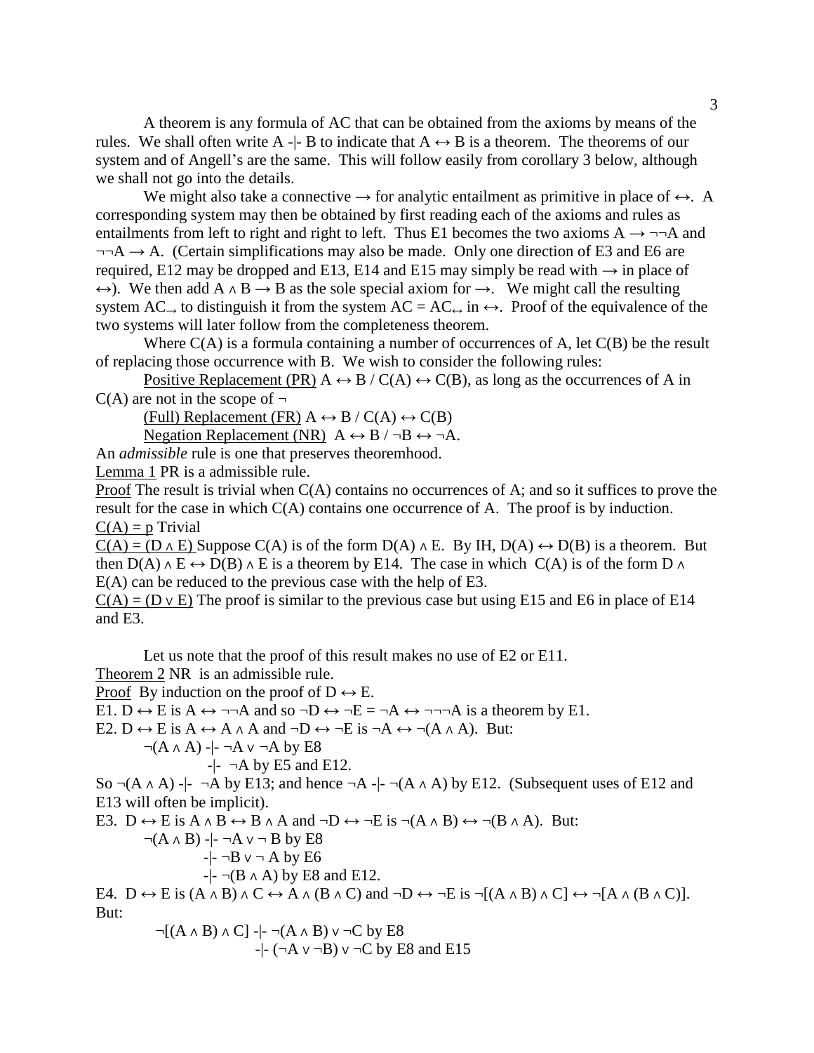A theorem is any formula of AC that can be obtained from the axioms by means of the rules. We shall often write A -|- B to indicate that $A \leftrightarrow B$ is a theorem. The theorems of our system and of Angell's are the same. This will follow easily from corollary 3 below, although we shall not go into the details.

We might also take a connective $\rightarrow$ for analytic entailment as primitive in place of $\leftrightarrow$. A corresponding system may then be obtained by first reading each of the axioms and rules as entailments from left to right and right to left. Thus E1 becomes the two axioms $A \rightarrow \neg\neg A$ and $\neg\neg A \rightarrow A$. (Certain simplifications may also be made. Only one direction of E3 and E6 are required, E12 may be dropped and E13, E14 and E15 may simply be read with $\rightarrow$ in place of $\leftrightarrow$). We then add $A \wedge B \rightarrow B$ as the sole special axiom for $\rightarrow$. We might call the resulting system $AC_{\rightarrow}$ to distinguish it from the system $AC = AC_{\leftrightarrow}$ in $\leftrightarrow$. Proof of the equivalence of the two systems will later follow from the completeness theorem.

Where C(A) is a formula containing a number of occurrences of A, let C(B) be the result of replacing those occurrence with B. We wish to consider the following rules:

<u>Positive Replacement (PR)</u> $A \leftrightarrow B$ / $C(A) \leftrightarrow C(B)$, as long as the occurrences of A in C(A) are not in the scope of $\neg$

<u>(Full) Replacement (FR)</u> $A \leftrightarrow B$ / $C(A) \leftrightarrow C(B)$

<u>Negation Replacement (NR)</u> $A \leftrightarrow B$ / $\neg B \leftrightarrow \neg A$.

An *admissible* rule is one that preserves theoremhood.

<u>Lemma 1</u> PR is a admissible rule.

<u>Proof</u> The result is trivial when C(A) contains no occurrences of A; and so it suffices to prove the result for the case in which C(A) contains one occurrence of A. The proof is by induction.

<u>$C(A) = p$</u> Trivial

<u>$C(A) = (D \wedge E)$</u> Suppose C(A) is of the form $D(A) \wedge E$. By IH, $D(A) \leftrightarrow D(B)$ is a theorem. But then $D(A) \wedge E \leftrightarrow D(B) \wedge E$ is a theorem by E14. The case in which C(A) is of the form $D \wedge E(A)$ can be reduced to the previous case with the help of E3.

<u>$C(A) = (D \vee E)$</u> The proof is similar to the previous case but using E15 and E6 in place of E14 and E3.

Let us note that the proof of this result makes no use of E2 or E11.

<u>Theorem 2</u> NR is an admissible rule.

<u>Proof</u> By induction on the proof of $D \leftrightarrow E$.

E1. $D \leftrightarrow E$ is $A \leftrightarrow \neg\neg A$ and so $\neg D \leftrightarrow \neg E = \neg A \leftrightarrow \neg\neg\neg A$ is a theorem by E1.

E2. $D \leftrightarrow E$ is $A \leftrightarrow A \wedge A$ and $\neg D \leftrightarrow \neg E$ is $\neg A \leftrightarrow \neg(A \wedge A)$. But:

$\neg(A \wedge A)$ -|- $\neg A \vee \neg A$ by E8
-|- $\neg A$ by E5 and E12.

So $\neg(A \wedge A)$ -|- $\neg A$ by E13; and hence $\neg A$ -|- $\neg(A \wedge A)$ by E12. (Subsequent uses of E12 and E13 will often be implicit).

E3. $D \leftrightarrow E$ is $A \wedge B \leftrightarrow B \wedge A$ and $\neg D \leftrightarrow \neg E$ is $\neg(A \wedge B) \leftrightarrow \neg(B \wedge A)$. But:

$\neg(A \wedge B)$ -|- $\neg A \vee \neg B$ by E8
-|- $\neg B \vee \neg A$ by E6
-|- $\neg(B \wedge A)$ by E8 and E12.

E4. $D \leftrightarrow E$ is $(A \wedge B) \wedge C \leftrightarrow A \wedge (B \wedge C)$ and $\neg D \leftrightarrow \neg E$ is $\neg[(A \wedge B) \wedge C] \leftrightarrow \neg[A \wedge (B \wedge C)]$. But:

$\neg[(A \wedge B) \wedge C]$ -|- $\neg(A \wedge B) \vee \neg C$ by E8
-|- $(\neg A \vee \neg B) \vee \neg C$ by E8 and E15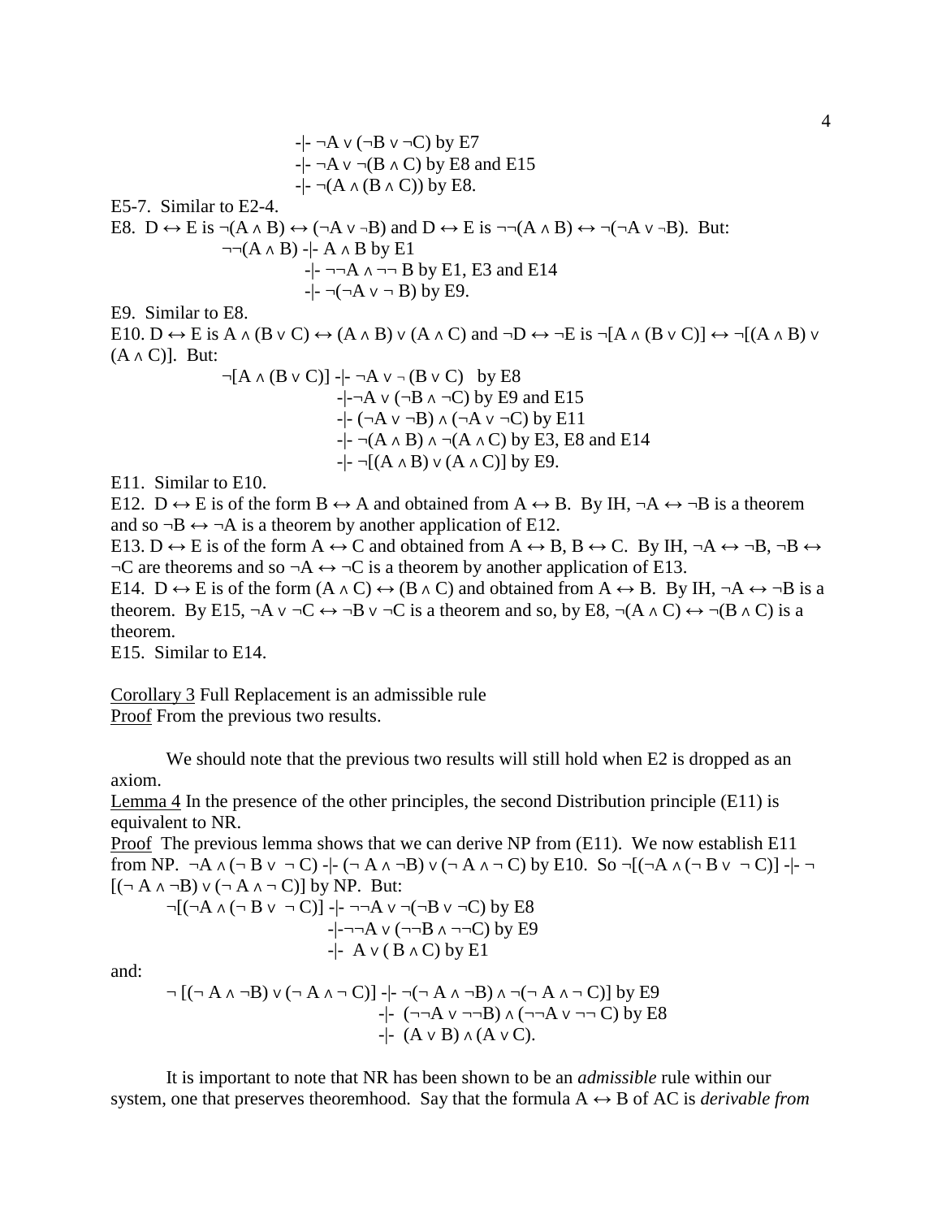$\dashv\vdash \neg A \vee (\neg B \vee \neg C)$ by E7

$\dashv\vdash \neg A \vee \neg(B \wedge C)$ by E8 and E15

$\dashv\vdash \neg(A \wedge (B \wedge C))$ by E8.

E5-7. Similar to E2-4.

E8. $D \leftrightarrow E$ is $\neg(A \wedge B) \leftrightarrow (\neg A \vee \neg B)$ and $D \leftrightarrow E$ is $\neg\neg(A \wedge B) \leftrightarrow \neg(\neg A \vee \neg B)$. But:

$\neg\neg(A \wedge B) \dashv\vdash A \wedge B$ by E1

$\dashv\vdash \neg\neg A \wedge \neg\neg B$ by E1, E3 and E14

$\dashv\vdash \neg(\neg A \vee \neg B)$ by E9.

E9. Similar to E8.

E10. $D \leftrightarrow E$ is $A \wedge (B \vee C) \leftrightarrow (A \wedge B) \vee (A \wedge C)$ and $\neg D \leftrightarrow \neg E$ is $\neg[A \wedge (B \vee C)] \leftrightarrow \neg[(A \wedge B) \vee (A \wedge C)]$. But:

$\neg[A \wedge (B \vee C)] \dashv\vdash \neg A \vee \neg(B \vee C)$ by E8

$\dashv\vdash \neg A \vee (\neg B \wedge \neg C)$ by E9 and E15

$\dashv\vdash (\neg A \vee \neg B) \wedge (\neg A \vee \neg C)$ by E11

$\dashv\vdash \neg(A \wedge B) \wedge \neg(A \wedge C)$ by E3, E8 and E14

$\dashv\vdash \neg[(A \wedge B) \vee (A \wedge C)]$ by E9.

E11. Similar to E10.

E12. $D \leftrightarrow E$ is of the form $B \leftrightarrow A$ and obtained from $A \leftrightarrow B$. By IH, $\neg A \leftrightarrow \neg B$ is a theorem and so $\neg B \leftrightarrow \neg A$ is a theorem by another application of E12.

E13. $D \leftrightarrow E$ is of the form $A \leftrightarrow C$ and obtained from $A \leftrightarrow B$, $B \leftrightarrow C$. By IH, $\neg A \leftrightarrow \neg B$, $\neg B \leftrightarrow \neg C$ are theorems and so $\neg A \leftrightarrow \neg C$ is a theorem by another application of E13.

E14. $D \leftrightarrow E$ is of the form $(A \wedge C) \leftrightarrow (B \wedge C)$ and obtained from $A \leftrightarrow B$. By IH, $\neg A \leftrightarrow \neg B$ is a theorem. By E15, $\neg A \vee \neg C \leftrightarrow \neg B \vee \neg C$ is a theorem and so, by E8, $\neg(A \wedge C) \leftrightarrow \neg(B \wedge C)$ is a theorem.

E15. Similar to E14.

<u>Corollary 3</u> Full Replacement is an admissible rule
<u>Proof</u> From the previous two results.

We should note that the previous two results will still hold when E2 is dropped as an axiom.

<u>Lemma 4</u> In the presence of the other principles, the second Distribution principle (E11) is equivalent to NR.

<u>Proof</u> The previous lemma shows that we can derive NP from (E11). We now establish E11 from NP. $\neg A \wedge (\neg B \vee \neg C) \dashv\vdash (\neg A \wedge \neg B) \vee (\neg A \wedge \neg C)$ by E10. So $\neg[(\neg A \wedge (\neg B \vee \neg C)] \dashv\vdash \neg[(\neg A \wedge \neg B) \vee (\neg A \wedge \neg C)]$ by NP. But:

$\neg[(\neg A \wedge (\neg B \vee \neg C)] \dashv\vdash \neg\neg A \vee \neg(\neg B \vee \neg C)$ by E8

$\dashv\vdash \neg\neg A \vee (\neg\neg B \wedge \neg\neg C)$ by E9

$\dashv\vdash A \vee (B \wedge C)$ by E1

and:

$\neg[(\neg A \wedge \neg B) \vee (\neg A \wedge \neg C)] \dashv\vdash \neg(\neg A \wedge \neg B) \wedge \neg(\neg A \wedge \neg C)]$ by E9

$\dashv\vdash (\neg\neg A \vee \neg\neg B) \wedge (\neg\neg A \vee \neg\neg C)$ by E8

$\dashv\vdash (A \vee B) \wedge (A \vee C)$.

It is important to note that NR has been shown to be an *admissible* rule within our system, one that preserves theoremhood. Say that the formula $A \leftrightarrow B$ of AC is *derivable from*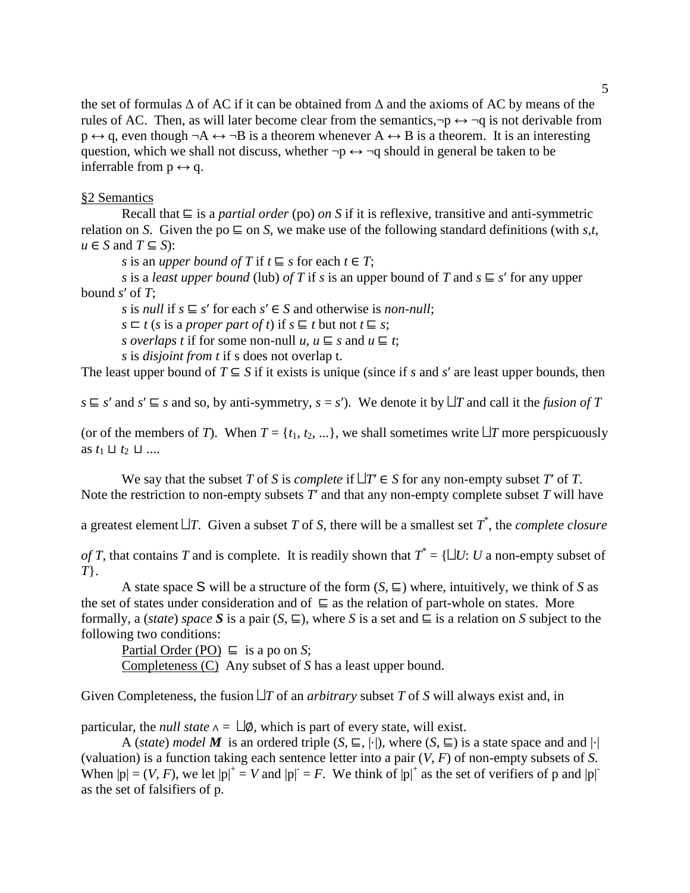the set of formulas $\Delta$ of AC if it can be obtained from $\Delta$ and the axioms of AC by means of the rules of AC. Then, as will later become clear from the semantics, $\neg p \leftrightarrow \neg q$ is not derivable from $p \leftrightarrow q$, even though $\neg A \leftrightarrow \neg B$ is a theorem whenever $A \leftrightarrow B$ is a theorem. It is an interesting question, which we shall not discuss, whether $\neg p \leftrightarrow \neg q$ should in general be taken to be inferrable from $p \leftrightarrow q$.

## §2 Semantics

Recall that $\sqsubseteq$ is a *partial order* (po) *on S* if it is reflexive, transitive and anti-symmetric relation on $S$. Given the po $\sqsubseteq$ on $S$, we make use of the following standard definitions (with $s,t, u \in S$ and $T \subseteq S$):

$s$ is an *upper bound of T* if $t \sqsubseteq s$ for each $t \in T$;

$s$ is a *least upper bound* (lub) *of T* if $s$ is an upper bound of $T$ and $s \sqsubseteq s'$ for any upper bound $s'$ of $T$;

$s$ is *null* if $s \sqsubseteq s'$ for each $s' \in S$ and otherwise is *non-null*;

$s \sqsubset t$ ($s$ is a *proper part of t*) if $s \sqsubseteq t$ but not $t \sqsubseteq s$;

*s overlaps t* if for some non-null $u$, $u \sqsubseteq s$ and $u \sqsubseteq t$;

$s$ is *disjoint from t* if s does not overlap t.

The least upper bound of $T \subseteq S$ if it exists is unique (since if $s$ and $s'$ are least upper bounds, then $s \sqsubseteq s'$ and $s' \sqsubseteq s$ and so, by anti-symmetry, $s = s'$). We denote it by $\bigsqcup T$ and call it the *fusion of T* (or of the members of $T$). When $T = \{t_1, t_2, ...\}$, we shall sometimes write $\bigsqcup T$ more perspicuously as $t_1 \sqcup t_2 \sqcup ....$

We say that the subset $T$ of $S$ is *complete* if $\bigsqcup T' \in S$ for any non-empty subset $T'$ of $T$. Note the restriction to non-empty subsets $T'$ and that any non-empty complete subset $T$ will have a greatest element $\bigsqcup T$. Given a subset $T$ of $S$, there will be a smallest set $T^*$, the *complete closure of T*, that contains $T$ and is complete. It is readily shown that $T^* = \{\bigsqcup U$: $U$ a non-empty subset of $T\}$.

A state space S will be a structure of the form $(S, \sqsubseteq)$ where, intuitively, we think of $S$ as the set of states under consideration and of $\sqsubseteq$ as the relation of part-whole on states. More formally, a (*state*) *space* $\boldsymbol{S}$ is a pair $(S, \sqsubseteq)$, where $S$ is a set and $\sqsubseteq$ is a relation on $S$ subject to the following two conditions:

Partial Order (PO) $\sqsubseteq$ is a po on $S$;

Completeness (C) Any subset of $S$ has a least upper bound.

Given Completeness, the fusion $\bigsqcup T$ of an *arbitrary* subset $T$ of $S$ will always exist and, in particular, the *null state* $\wedge = \bigsqcup\emptyset$, which is part of every state, will exist.

A (*state*) *model* $\boldsymbol{M}$ is an ordered triple $(S, \sqsubseteq, |\cdot|)$, where $(S, \sqsubseteq)$ is a state space and and $|\cdot|$ (valuation) is a function taking each sentence letter into a pair $(V, F)$ of non-empty subsets of $S$. When $|p| = (V, F)$, we let $|p|^+ = V$ and $|p|^- = F$. We think of $|p|^+$ as the set of verifiers of p and $|p|^-$ as the set of falsifiers of p.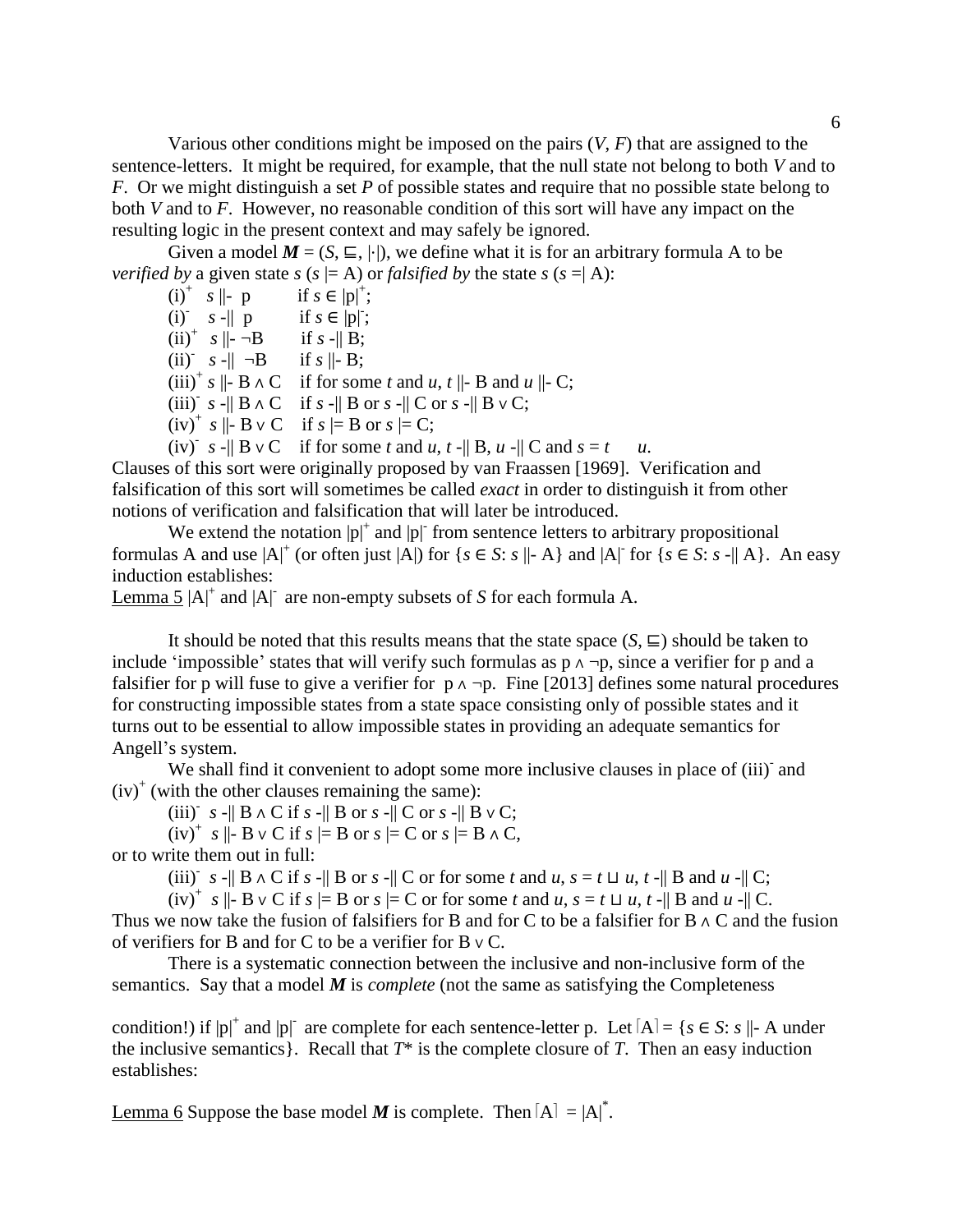Various other conditions might be imposed on the pairs ($V$, $F$) that are assigned to the sentence-letters. It might be required, for example, that the null state not belong to both $V$ and to $F$. Or we might distinguish a set $P$ of possible states and require that no possible state belong to both $V$ and to $F$. However, no reasonable condition of this sort will have any impact on the resulting logic in the present context and may safely be ignored.

Given a model $\boldsymbol{M} = (S, \sqsubseteq, |\cdot|)$, we define what it is for an arbitrary formula A to be *verified by* a given state $s$ ($s \models$ A) or *falsified by* the state $s$ ($s =\!|$ A):

$(i)^+$ $s \Vdash$ p if $s \in |p|^+$;

$(i)^-$ $s \dashv\!\mid$ p if $s \in |p|^-$;

$(ii)^+$ $s \Vdash \neg B$ if $s \dashv\!\mid$ B;

$(ii)^-$ $s \dashv\!\mid \neg B$ if $s \Vdash$ B;

$(iii)^+$ $s \Vdash B \wedge C$ if for some $t$ and $u$, $t \Vdash$ B and $u \Vdash$ C;

$(iii)^-$ $s \dashv\!\mid B \wedge C$ if $s \dashv\!\mid$ B or $s \dashv\!\mid$ C or $s \dashv\!\mid B \vee C$;

$(iv)^+$ $s \Vdash B \vee C$ if $s \models$ B or $s \models$ C;

$(iv)^-$ $s \dashv\!\mid B \vee C$ if for some $t$ and $u$, $t \dashv\!\mid$ B, $u \dashv\!\mid$ C and $s = t \quad u$.

Clauses of this sort were originally proposed by van Fraassen [1969]. Verification and falsification of this sort will sometimes be called *exact* in order to distinguish it from other notions of verification and falsification that will later be introduced.

We extend the notation $|p|^+$ and $|p|^-$ from sentence letters to arbitrary propositional formulas A and use $|A|^+$ (or often just $|A|$) for $\{s \in S: s \Vdash A\}$ and $|A|^-$ for $\{s \in S: s \dashv\!\mid A\}$. An easy induction establishes:

<u>Lemma 5</u> $|A|^+$ and $|A|^-$ are non-empty subsets of $S$ for each formula A.

It should be noted that this results means that the state space $(S, \sqsubseteq)$ should be taken to include 'impossible' states that will verify such formulas as $p \wedge \neg p$, since a verifier for p and a falsifier for p will fuse to give a verifier for $p \wedge \neg p$. Fine [2013] defines some natural procedures for constructing impossible states from a state space consisting only of possible states and it turns out to be essential to allow impossible states in providing an adequate semantics for Angell's system.

We shall find it convenient to adopt some more inclusive clauses in place of $(iii)^-$ and $(iv)^+$ (with the other clauses remaining the same):

$(iii)^-$ $s \dashv\!\mid B \wedge C$ if $s \dashv\!\mid$ B or $s \dashv\!\mid$ C or $s \dashv\!\mid B \vee C$;

$(iv)^+$ $s \Vdash B \vee C$ if $s \models$ B or $s \models$ C or $s \models B \wedge C$,

or to write them out in full:

$(iii)^-$ $s \dashv\!\mid B \wedge C$ if $s \dashv\!\mid$ B or $s \dashv\!\mid$ C or for some $t$ and $u$, $s = t \sqcup u$, $t \dashv\!\mid$ B and $u \dashv\!\mid$ C;

$(iv)^+$ $s \Vdash B \vee C$ if $s \models$ B or $s \models$ C or for some $t$ and $u$, $s = t \sqcup u$, $t \dashv\!\mid$ B and $u \dashv\!\mid$ C.

Thus we now take the fusion of falsifiers for B and for C to be a falsifier for $B \wedge C$ and the fusion of verifiers for B and for C to be a verifier for $B \vee C$.

There is a systematic connection between the inclusive and non-inclusive form of the semantics. Say that a model $\boldsymbol{M}$ is *complete* (not the same as satisfying the Completeness condition!) if $|p|^+$ and $|p|^-$ are complete for each sentence-letter p. Let $\lceil A \rceil = \{s \in S: s \Vdash A$ under the inclusive semantics$\}$. Recall that $T^*$ is the complete closure of $T$. Then an easy induction establishes:

<u>Lemma 6</u> Suppose the base model $\boldsymbol{M}$ is complete. Then $\lceil A \rceil = |A|^*$.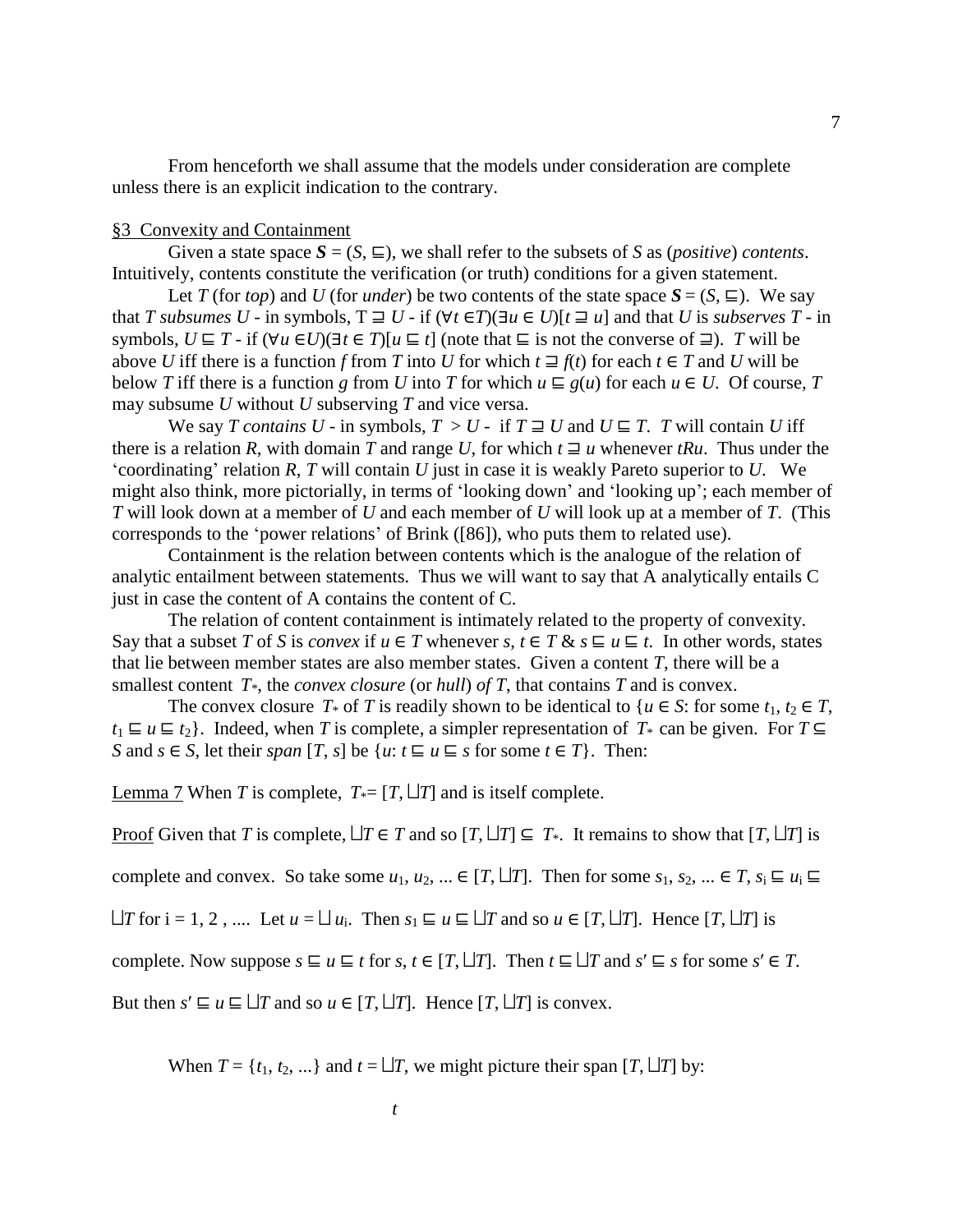From henceforth we shall assume that the models under consideration are complete unless there is an explicit indication to the contrary.

## §3 Convexity and Containment

Given a state space $\boldsymbol{S} = (S, \sqsubseteq)$, we shall refer to the subsets of $S$ as (*positive*) *contents*. Intuitively, contents constitute the verification (or truth) conditions for a given statement.

Let $T$ (for *top*) and $U$ (for *under*) be two contents of the state space $\boldsymbol{S} = (S, \sqsubseteq)$. We say that $T$ *subsumes* $U$ - in symbols, $T \sqsupseteq U$ - if $(\forall t \in T)(\exists u \in U)[t \sqsupseteq u]$ and that $U$ is *subserves* $T$ - in symbols, $U \sqsubseteq T$ - if $(\forall u \in U)(\exists t \in T)[u \sqsubseteq t]$ (note that $\sqsubseteq$ is not the converse of $\sqsupseteq$). $T$ will be above $U$ iff there is a function $f$ from $T$ into $U$ for which $t \sqsupseteq f(t)$ for each $t \in T$ and $U$ will be below $T$ iff there is a function $g$ from $U$ into $T$ for which $u \sqsubseteq g(u)$ for each $u \in U$. Of course, $T$ may subsume $U$ without $U$ subserving $T$ and vice versa.

We say $T$ *contains* $U$ - in symbols, $T > U$ - if $T \sqsupseteq U$ and $U \sqsubseteq T$. $T$ will contain $U$ iff there is a relation $R$, with domain $T$ and range $U$, for which $t \sqsupseteq u$ whenever $tRu$. Thus under the 'coordinating' relation $R$, $T$ will contain $U$ just in case it is weakly Pareto superior to $U$. We might also think, more pictorially, in terms of 'looking down' and 'looking up'; each member of $T$ will look down at a member of $U$ and each member of $U$ will look up at a member of $T$. (This corresponds to the 'power relations' of Brink ([86]), who puts them to related use).

Containment is the relation between contents which is the analogue of the relation of analytic entailment between statements. Thus we will want to say that A analytically entails C just in case the content of A contains the content of C.

The relation of content containment is intimately related to the property of convexity. Say that a subset $T$ of $S$ is *convex* if $u \in T$ whenever $s, t \in T$ & $s \sqsubseteq u \sqsubseteq t$. In other words, states that lie between member states are also member states. Given a content $T$, there will be a smallest content $T_*$, the *convex closure* (or *hull*) *of* $T$, that contains $T$ and is convex.

The convex closure $T_*$ of $T$ is readily shown to be identical to $\{u \in S$: for some $t_1, t_2 \in T$, $t_1 \sqsubseteq u \sqsubseteq t_2\}$. Indeed, when $T$ is complete, a simpler representation of $T_*$ can be given. For $T \subseteq S$ and $s \in S$, let their *span* $[T, s]$ be $\{u$: $t \sqsubseteq u \sqsubseteq s$ for some $t \in T\}$. Then:

<u>Lemma 7</u> When $T$ is complete, $T_* = [T, \sqcup T]$ and is itself complete.

<u>Proof</u> Given that $T$ is complete, $\sqcup T \in T$ and so $[T, \sqcup T] \subseteq T_*$. It remains to show that $[T, \sqcup T]$ is complete and convex. So take some $u_1, u_2, ... \in [T, \sqcup T]$. Then for some $s_1, s_2, ... \in T$, $s_i \sqsubseteq u_i \sqsubseteq \sqcup T$ for i = 1, 2 , .... Let $u = \sqcup u_i$. Then $s_1 \sqsubseteq u \sqsubseteq \sqcup T$ and so $u \in [T, \sqcup T]$. Hence $[T, \sqcup T]$ is complete. Now suppose $s \sqsubseteq u \sqsubseteq t$ for $s, t \in [T, \sqcup T]$. Then $t \sqsubseteq \sqcup T$ and $s' \sqsubseteq s$ for some $s' \in T$. But then $s' \sqsubseteq u \sqsubseteq \sqcup T$ and so $u \in [T, \sqcup T]$. Hence $[T, \sqcup T]$ is convex.

When $T = \{t_1, t_2, ...\}$ and $t = \sqcup T$, we might picture their span $[T, \sqcup T]$ by:

$t$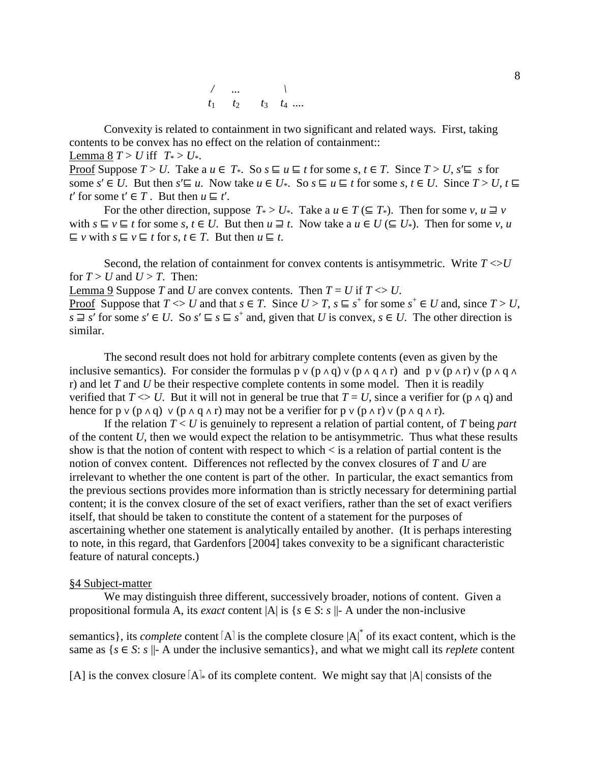$$
\begin{array}{cccc}
/ & \ldots & & \backslash \\
t_1 & t_2 & t_3 & t_4 \ \ldots
\end{array}
$$

Convexity is related to containment in two significant and related ways. First, taking contents to be convex has no effect on the relation of containment::

Lemma 8 $T > U$ iff $T_* > U_*$.

Proof Suppose $T > U$. Take a $u \in T_*$. So $s \sqsubseteq u \sqsubseteq t$ for some $s, t \in T$. Since $T > U$, $s' \sqsubseteq s$ for some $s' \in U$. But then $s' \sqsubseteq u$. Now take $u \in U_*$. So $s \sqsubseteq u \sqsubseteq t$ for some $s, t \in U$. Since $T > U$, $t \sqsubseteq t'$ for some $t' \in T$. But then $u \sqsubseteq t'$.

For the other direction, suppose $T_* > U_*$. Take a $u \in T$ ($\subseteq T_*$). Then for some $v$, $u \sqsupseteq v$ with $s \sqsubseteq v \sqsubseteq t$ for some $s, t \in U$. But then $u \sqsupseteq t$. Now take a $u \in U$ ($\subseteq U_*$). Then for some $v$, $u \sqsubseteq v$ with $s \sqsubseteq v \sqsubseteq t$ for $s, t \in T$. But then $u \sqsubseteq t$.

Second, the relation of containment for convex contents is antisymmetric. Write $T <> U$ for $T > U$ and $U > T$. Then:

Lemma 9 Suppose $T$ and $U$ are convex contents. Then $T = U$ if $T <> U$.

Proof Suppose that $T <> U$ and that $s \in T$. Since $U > T$, $s \sqsubseteq s^+$ for some $s^+ \in U$ and, since $T > U$, $s \sqsupseteq s'$ for some $s' \in U$. So $s' \sqsubseteq s \sqsubseteq s^+$ and, given that $U$ is convex, $s \in U$. The other direction is similar.

The second result does not hold for arbitrary complete contents (even as given by the inclusive semantics). For consider the formulas $p \vee (p \wedge q) \vee (p \wedge q \wedge r)$ and $p \vee (p \wedge r) \vee (p \wedge q \wedge r)$ and let $T$ and $U$ be their respective complete contents in some model. Then it is readily verified that $T <> U$. But it will not in general be true that $T = U$, since a verifier for $(p \wedge q)$ and hence for $p \vee (p \wedge q) \vee (p \wedge q \wedge r)$ may not be a verifier for $p \vee (p \wedge r) \vee (p \wedge q \wedge r)$.

If the relation $T < U$ is genuinely to represent a relation of partial content, of $T$ being *part* of the content $U$, then we would expect the relation to be antisymmetric. Thus what these results show is that the notion of content with respect to which $<$ is a relation of partial content is the notion of convex content. Differences not reflected by the convex closures of $T$ and $U$ are irrelevant to whether the one content is part of the other. In particular, the exact semantics from the previous sections provides more information than is strictly necessary for determining partial content; it is the convex closure of the set of exact verifiers, rather than the set of exact verifiers itself, that should be taken to constitute the content of a statement for the purposes of ascertaining whether one statement is analytically entailed by another. (It is perhaps interesting to note, in this regard, that Gardenfors [2004] takes convexity to be a significant characteristic feature of natural concepts.)

## §4 Subject-matter

We may distinguish three different, successively broader, notions of content. Given a propositional formula A, its *exact* content $|A|$ is $\{s \in S$: $s \Vdash A$ under the non-inclusive semantics$\}$, its *complete* content $\lceil A \rceil$ is the complete closure $|A|^*$ of its exact content, which is the same as $\{s \in S$: $s \Vdash A$ under the inclusive semantics$\}$, and what we might call its *replete* content $[A]$ is the convex closure $\lceil A \rceil_*$ of its complete content. We might say that $|A|$ consists of the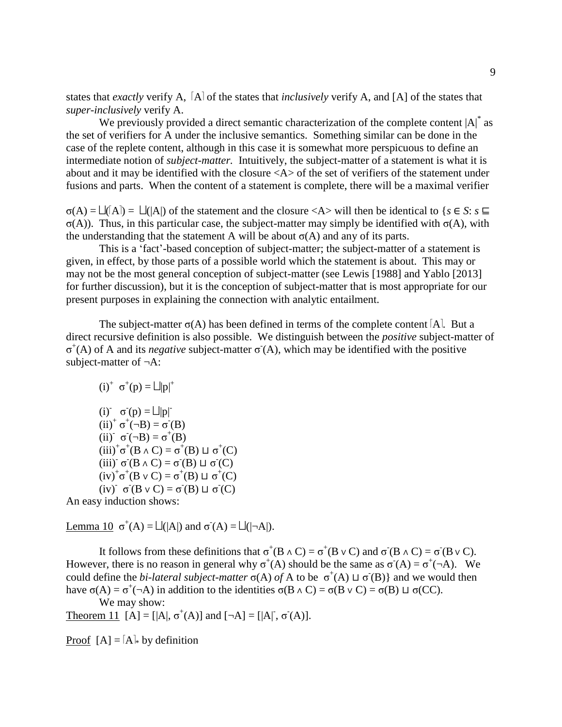states that *exactly* verify A, $\lceil A \rceil$ of the states that *inclusively* verify A, and [A] of the states that *super-inclusively* verify A.

We previously provided a direct semantic characterization of the complete content $|A|^*$ as the set of verifiers for A under the inclusive semantics. Something similar can be done in the case of the replete content, although in this case it is somewhat more perspicuous to define an intermediate notion of *subject-matter*. Intuitively, the subject-matter of a statement is what it is about and it may be identified with the closure <A> of the set of verifiers of the statement under fusions and parts. When the content of a statement is complete, there will be a maximal verifier

$\sigma(A) = \sqcup(\lceil A \rceil) = \sqcup(|A|)$ of the statement and the closure <A> will then be identical to $\{s \in S: s \sqsubseteq \sigma(A)\}$. Thus, in this particular case, the subject-matter may simply be identified with $\sigma(A)$, with the understanding that the statement A will be about $\sigma(A)$ and any of its parts.

This is a 'fact'-based conception of subject-matter; the subject-matter of a statement is given, in effect, by those parts of a possible world which the statement is about. This may or may not be the most general conception of subject-matter (see Lewis [1988] and Yablo [2013] for further discussion), but it is the conception of subject-matter that is most appropriate for our present purposes in explaining the connection with analytic entailment.

The subject-matter $\sigma(A)$ has been defined in terms of the complete content $\lceil A \rceil$. But a direct recursive definition is also possible. We distinguish between the *positive* subject-matter of $\sigma^+(A)$ of A and its *negative* subject-matter $\sigma^-(A)$, which may be identified with the positive subject-matter of $\neg A$:

(i)$^+$ $\sigma^+(p) = \sqcup|p|^+$

(i)$^-$ $\sigma^-(p) = \sqcup|p|^-$

(ii)$^+$ $\sigma^+(\neg B) = \sigma^-(B)$

(ii)$^-$ $\sigma^-(\neg B) = \sigma^+(B)$

(iii)$^+$ $\sigma^+(B \wedge C) = \sigma^+(B) \sqcup \sigma^+(C)$

(iii)$^-$ $\sigma^-(B \wedge C) = \sigma^-(B) \sqcup \sigma^-(C)$

(iv)$^+$ $\sigma^+(B \vee C) = \sigma^+(B) \sqcup \sigma^+(C)$

(iv)$^-$ $\sigma^-(B \vee C) = \sigma^-(B) \sqcup \sigma^-(C)$

An easy induction shows:

Lemma 10 $\sigma^+(A) = \sqcup(|A|)$ and $\sigma^-(A) = \sqcup(|\neg A|)$.

It follows from these definitions that $\sigma^+(B \wedge C) = \sigma^+(B \vee C)$ and $\sigma^-(B \wedge C) = \sigma^-(B \vee C)$. However, there is no reason in general why $\sigma^+(A)$ should be the same as $\sigma^-(A) = \sigma^+(\neg A)$. We could define the *bi-lateral subject-matter* $\sigma(A)$ *of* A to be $\sigma^+(A) \sqcup \sigma^-(B)\}$ and we would then have $\sigma(A) = \sigma^+(\neg A)$ in addition to the identities $\sigma(B \wedge C) = \sigma(B \vee C) = \sigma(B) \sqcup \sigma(CC)$.

We may show:

Theorem 11 $[A] = [|A|, \sigma^+(A)]$ and $[\neg A] = [|A|^-, \sigma^-(A)]$.

Proof $[A] = \lceil A \rceil_*$ by definition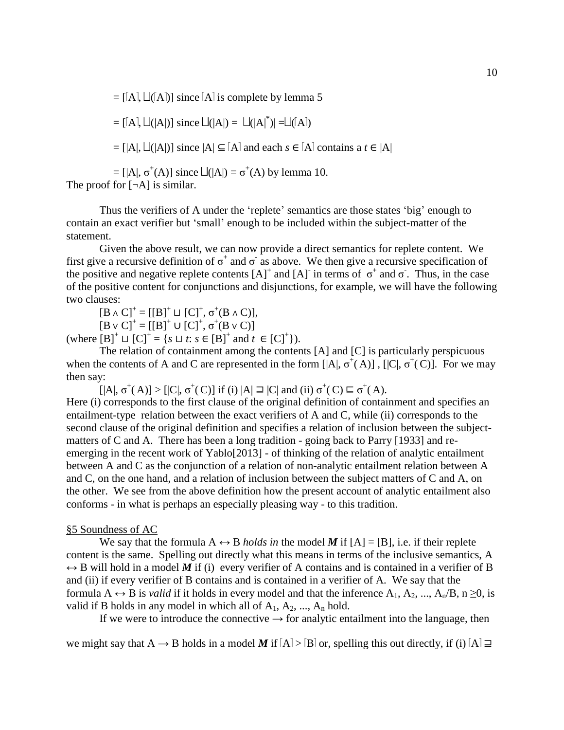$= [\lceil A \rceil, \sqcup(\lceil A \rceil)]$ since $\lceil A \rceil$ is complete by lemma 5

$= [\lceil A \rceil, \sqcup(|A|)]$ since $\sqcup(|A|) = \sqcup(|A|^*)| = \sqcup(\lceil A \rceil)$

$= [|A|, \sqcup(|A|)]$ since $|A| \subseteq \lceil A \rceil$ and each $s \in \lceil A \rceil$ contains a $t \in |A|$

$= [|A|, \sigma^+(A)]$ since $\sqcup(|A|) = \sigma^+(A)$ by lemma 10.

The proof for $[\neg A]$ is similar.

Thus the verifiers of A under the 'replete' semantics are those states 'big' enough to contain an exact verifier but 'small' enough to be included within the subject-matter of the statement.

Given the above result, we can now provide a direct semantics for replete content. We first give a recursive definition of $\sigma^+$ and $\sigma^-$ as above. We then give a recursive specification of the positive and negative replete contents $[A]^+$ and $[A]^-$ in terms of $\sigma^+$ and $\sigma^-$. Thus, in the case of the positive content for conjunctions and disjunctions, for example, we will have the following two clauses:

$[B \wedge C]^+ = [[B]^+ \sqcup [C]^+, \sigma^+(B \wedge C)]$,

$[B \vee C]^+ = [[B]^+ \cup [C]^+, \sigma^+(B \vee C)]$

(where $[B]^+ \sqcup [C]^+ = \{s \sqcup t: s \in [B]^+ \text{ and } t \in [C]^+\}$).

The relation of containment among the contents [A] and [C] is particularly perspicuous when the contents of A and C are represented in the form $[|A|, \sigma^+(A)]$, $[|C|, \sigma^+(C)]$. For we may then say:

$[|A|, \sigma^+(A)] > [|C|, \sigma^+(C)]$ if (i) $|A| \sqsupseteq |C|$ and (ii) $\sigma^+(C) \sqsubseteq \sigma^+(A)$.

Here (i) corresponds to the first clause of the original definition of containment and specifies an entailment-type relation between the exact verifiers of A and C, while (ii) corresponds to the second clause of the original definition and specifies a relation of inclusion between the subject-matters of C and A. There has been a long tradition - going back to Parry [1933] and re-emerging in the recent work of Yablo[2013] - of thinking of the relation of analytic entailment between A and C as the conjunction of a relation of non-analytic entailment relation between A and C, on the one hand, and a relation of inclusion between the subject matters of C and A, on the other. We see from the above definition how the present account of analytic entailment also conforms - in what is perhaps an especially pleasing way - to this tradition.

## §5 Soundness of AC

We say that the formula $A \leftrightarrow B$ *holds in* the model ***M*** if $[A] = [B]$, i.e. if their replete content is the same. Spelling out directly what this means in terms of the inclusive semantics, $A \leftrightarrow B$ will hold in a model ***M*** if (i) every verifier of A contains and is contained in a verifier of B and (ii) if every verifier of B contains and is contained in a verifier of A. We say that the formula $A \leftrightarrow B$ is *valid* if it holds in every model and that the inference $A_1, A_2, ..., A_n/B$, $n \geq 0$, is valid if B holds in any model in which all of $A_1, A_2, ..., A_n$ hold.

If we were to introduce the connective $\rightarrow$ for analytic entailment into the language, then we might say that $A \rightarrow B$ holds in a model ***M*** if $\lceil A \rceil > \lceil B \rceil$ or, spelling this out directly, if (i) $\lceil A \rceil \sqsupseteq$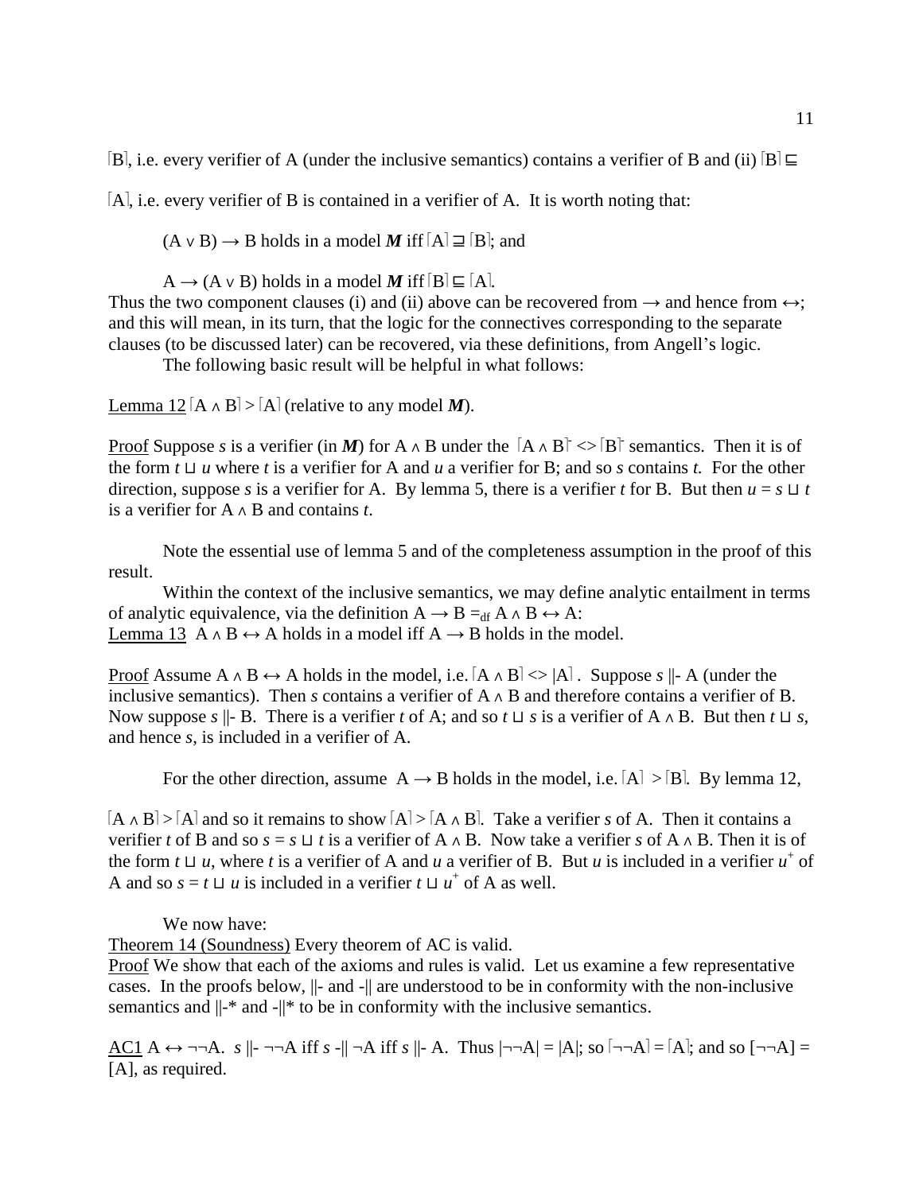⌈B⌉, i.e. every verifier of A (under the inclusive semantics) contains a verifier of B and (ii) ⌈B⌉ ⊑ ⌈A⌉, i.e. every verifier of B is contained in a verifier of A. It is worth noting that:

(A ∨ B) → B holds in a model ***M*** iff ⌈A⌉ ⊒ ⌈B⌉; and

A → (A ∨ B) holds in a model ***M*** iff ⌈B⌉ ⊑ ⌈A⌉.

Thus the two component clauses (i) and (ii) above can be recovered from → and hence from ↔; and this will mean, in its turn, that the logic for the connectives corresponding to the separate clauses (to be discussed later) can be recovered, via these definitions, from Angell's logic.

The following basic result will be helpful in what follows:

Lemma 12 ⌈A ∧ B⌉ > ⌈A⌉ (relative to any model ***M***).

Proof Suppose *s* is a verifier (in ***M***) for A ∧ B under the ⌈A ∧ B⌉ <> ⌈B⌉ semantics. Then it is of the form *t* ⊔ *u* where *t* is a verifier for A and *u* a verifier for B; and so *s* contains *t*. For the other direction, suppose *s* is a verifier for A. By lemma 5, there is a verifier *t* for B. But then *u* = *s* ⊔ *t* is a verifier for A ∧ B and contains *t*.

Note the essential use of lemma 5 and of the completeness assumption in the proof of this result.

Within the context of the inclusive semantics, we may define analytic entailment in terms of analytic equivalence, via the definition A → B $=_{df}$ A ∧ B ↔ A:

Lemma 13 A ∧ B ↔ A holds in a model iff A → B holds in the model.

Proof Assume A ∧ B ↔ A holds in the model, i.e. ⌈A ∧ B⌉ <> |A|. Suppose *s* ||- A (under the inclusive semantics). Then *s* contains a verifier of A ∧ B and therefore contains a verifier of B. Now suppose *s* ||- B. There is a verifier *t* of A; and so *t* ⊔ *s* is a verifier of A ∧ B. But then *t* ⊔ *s*, and hence *s*, is included in a verifier of A.

For the other direction, assume A → B holds in the model, i.e. ⌈A⌉ > ⌈B⌉. By lemma 12, ⌈A ∧ B⌉ > ⌈A⌉ and so it remains to show ⌈A⌉ > ⌈A ∧ B⌉. Take a verifier *s* of A. Then it contains a verifier *t* of B and so *s* = *s* ⊔ *t* is a verifier of A ∧ B. Now take a verifier *s* of A ∧ B. Then it is of the form *t* ⊔ *u*, where *t* is a verifier of A and *u* a verifier of B. But *u* is included in a verifier $u^+$ of A and so *s* = *t* ⊔ *u* is included in a verifier *t* ⊔ $u^+$ of A as well.

We now have:

Theorem 14 (Soundness) Every theorem of AC is valid.

Proof We show that each of the axioms and rules is valid. Let us examine a few representative cases. In the proofs below, ||- and -|| are understood to be in conformity with the non-inclusive semantics and ||-* and -||* to be in conformity with the inclusive semantics.

AC1 A ↔ ¬¬A. *s* ||- ¬¬A iff *s* -|| ¬A iff *s* ||- A. Thus |¬¬A| = |A|; so ⌈¬¬A⌉ = ⌈A⌉; and so [¬¬A] = [A], as required.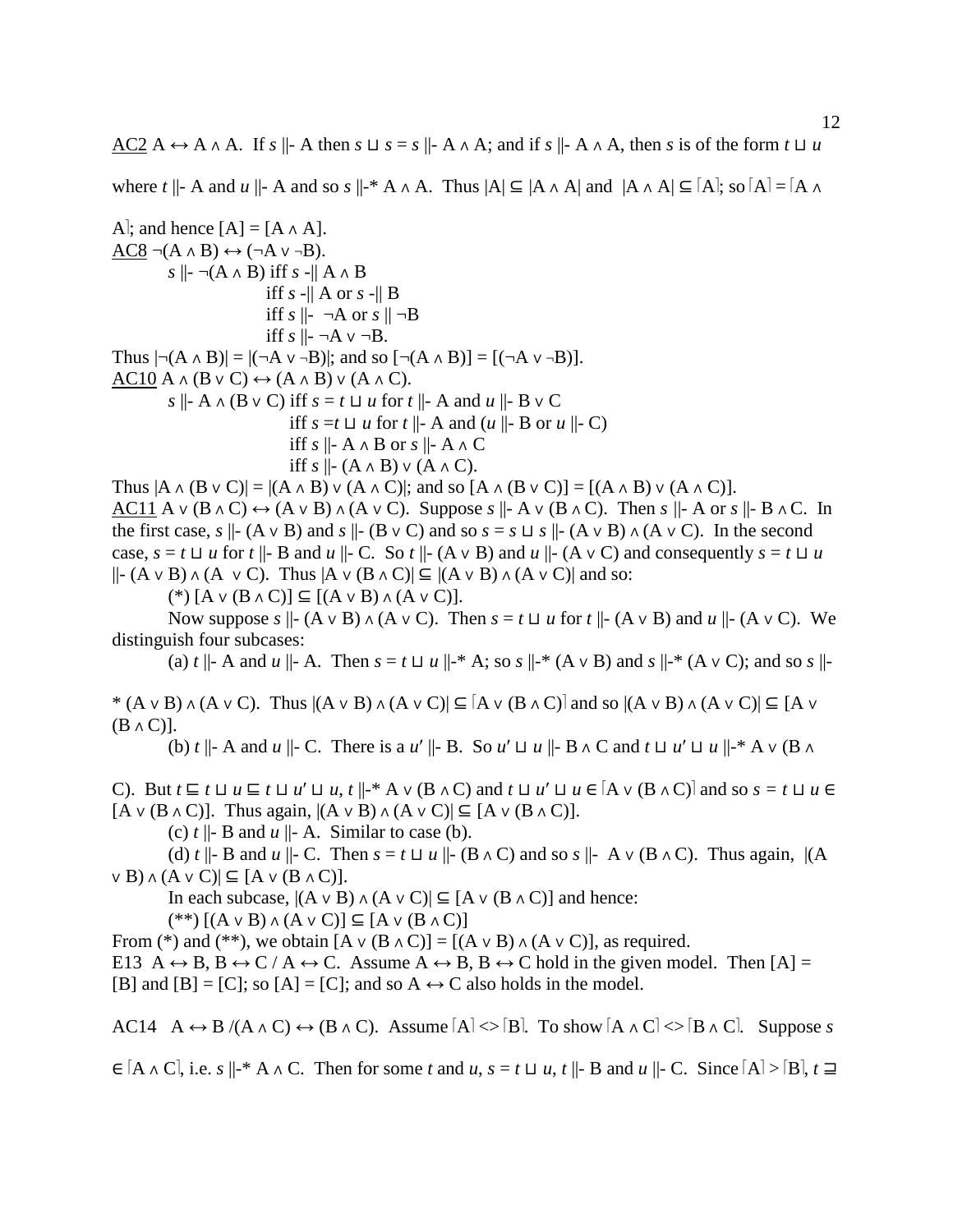<u>AC2</u> $A \leftrightarrow A \wedge A$. If $s$ ||- A then $s \sqcup s = s$ ||- $A \wedge A$; and if $s$ ||- $A \wedge A$, then $s$ is of the form $t \sqcup u$ where $t$ ||- A and $u$ ||- A and so $s$ ||-* $A \wedge A$. Thus $|A| \subseteq |A \wedge A|$ and $|A \wedge A| \subseteq \lceil A \rceil$; so $\lceil A \rceil = \lceil A \wedge A \rceil$; and hence $[A] = [A \wedge A]$.

<u>AC8</u> $\neg(A \wedge B) \leftrightarrow (\neg A \vee \neg B)$.

$s$ ||- $\neg(A \wedge B)$ iff $s$ -|| $A \wedge B$
iff $s$ -|| A or $s$ -|| B
iff $s$ ||- $\neg A$ or $s$ || $\neg B$
iff $s$ ||- $\neg A \vee \neg B$.

Thus $|\neg(A \wedge B)| = |(\neg A \vee \neg B)|$; and so $[\neg(A \wedge B)] = [(\neg A \vee \neg B)]$.

<u>AC10</u> $A \wedge (B \vee C) \leftrightarrow (A \wedge B) \vee (A \wedge C)$.

$s$ ||- $A \wedge (B \vee C)$ iff $s = t \sqcup u$ for $t$ ||- A and $u$ ||- $B \vee C$
iff $s = t \sqcup u$ for $t$ ||- A and ($u$ ||- B or $u$ ||- C)
iff $s$ ||- $A \wedge B$ or $s$ ||- $A \wedge C$
iff $s$ ||- $(A \wedge B) \vee (A \wedge C)$.

Thus $|A \wedge (B \vee C)| = |(A \wedge B) \vee (A \wedge C)|$; and so $[A \wedge (B \vee C)] = [(A \wedge B) \vee (A \wedge C)]$.

<u>AC11</u> $A \vee (B \wedge C) \leftrightarrow (A \vee B) \wedge (A \vee C)$. Suppose $s$ ||- $A \vee (B \wedge C)$. Then $s$ ||- A or $s$ ||- $B \wedge C$. In the first case, $s$ ||- $(A \vee B)$ and $s$ ||- $(B \vee C)$ and so $s = s \sqcup s$ ||- $(A \vee B) \wedge (A \vee C)$. In the second case, $s = t \sqcup u$ for $t$ ||- B and $u$ ||- C. So $t$ ||- $(A \vee B)$ and $u$ ||- $(A \vee C)$ and consequently $s = t \sqcup u$ ||- $(A \vee B) \wedge (A \vee C)$. Thus $|A \vee (B \wedge C)| \subseteq |(A \vee B) \wedge (A \vee C)|$ and so:

(*) $[A \vee (B \wedge C)] \subseteq [(A \vee B) \wedge (A \vee C)]$.

Now suppose $s$ ||- $(A \vee B) \wedge (A \vee C)$. Then $s = t \sqcup u$ for $t$ ||- $(A \vee B)$ and $u$ ||- $(A \vee C)$. We distinguish four subcases:

(a) $t$ ||- A and $u$ ||- A. Then $s = t \sqcup u$ ||-* A; so $s$ ||-* $(A \vee B)$ and $s$ ||-* $(A \vee C)$; and so $s$ ||-* $(A \vee B) \wedge (A \vee C)$. Thus $|(A \vee B) \wedge (A \vee C)| \subseteq \lceil A \vee (B \wedge C) \rceil$ and so $|(A \vee B) \wedge (A \vee C)| \subseteq [A \vee (B \wedge C)]$.

(b) $t$ ||- A and $u$ ||- C. There is a $u'$ ||- B. So $u' \sqcup u$ ||- $B \wedge C$ and $t \sqcup u' \sqcup u$ ||-* $A \vee (B \wedge C)$. But $t \sqsubseteq t \sqcup u \sqsubseteq t \sqcup u' \sqcup u$, $t$ ||-* $A \vee (B \wedge C)$ and $t \sqcup u' \sqcup u \in \lceil A \vee (B \wedge C) \rceil$ and so $s = t \sqcup u \in [A \vee (B \wedge C)]$. Thus again, $|(A \vee B) \wedge (A \vee C)| \subseteq [A \vee (B \wedge C)]$.

(c) $t$ ||- B and $u$ ||- A. Similar to case (b).

(d) $t$ ||- B and $u$ ||- C. Then $s = t \sqcup u$ ||- $(B \wedge C)$ and so $s$ ||- $A \vee (B \wedge C)$. Thus again, $|(A \vee B) \wedge (A \vee C)| \subseteq [A \vee (B \wedge C)]$.

In each subcase, $|(A \vee B) \wedge (A \vee C)| \subseteq [A \vee (B \wedge C)]$ and hence:

(**) $[(A \vee B) \wedge (A \vee C)] \subseteq [A \vee (B \wedge C)]$

From (*) and (**), we obtain $[A \vee (B \wedge C)] = [(A \vee B) \wedge (A \vee C)]$, as required.

E13 $A \leftrightarrow B$, $B \leftrightarrow C$ / $A \leftrightarrow C$. Assume $A \leftrightarrow B$, $B \leftrightarrow C$ hold in the given model. Then $[A] = [B]$ and $[B] = [C]$; so $[A] = [C]$; and so $A \leftrightarrow C$ also holds in the model.

AC14 $A \leftrightarrow B$ /$(A \wedge C) \leftrightarrow (B \wedge C)$. Assume $\lceil A \rceil <> \lceil B \rceil$. To show $\lceil A \wedge C \rceil <> \lceil B \wedge C \rceil$. Suppose $s \in \lceil A \wedge C \rceil$, i.e. $s$ ||-* $A \wedge C$. Then for some $t$ and $u$, $s = t \sqcup u$, $t$ ||- B and $u$ ||- C. Since $\lceil A \rceil > \lceil B \rceil$, $t \sqsupseteq$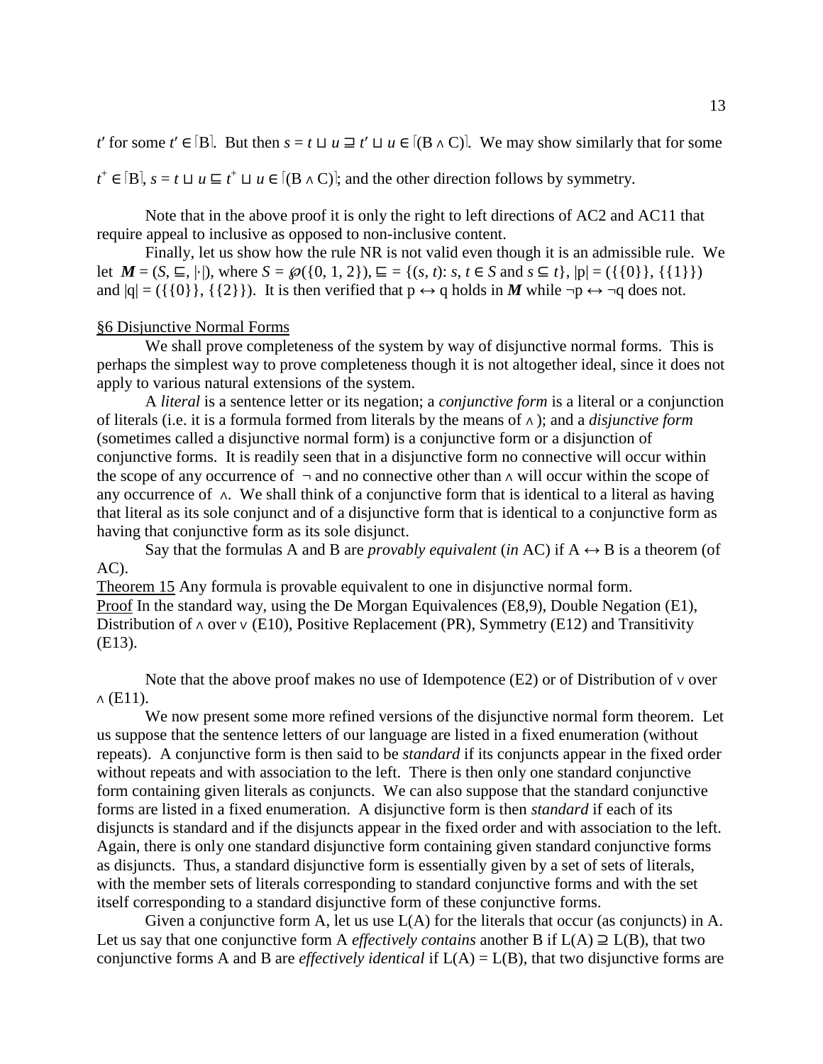$t'$ for some $t' \in \lceil B \rceil$. But then $s = t \sqcup u \sqsupseteq t' \sqcup u \in \lceil (B \wedge C) \rceil$. We may show similarly that for some $t^+ \in \lceil B \rceil$, $s = t \sqcup u \sqsubseteq t^+ \sqcup u \in \lceil (B \wedge C) \rceil$; and the other direction follows by symmetry.

Note that in the above proof it is only the right to left directions of AC2 and AC11 that require appeal to inclusive as opposed to non-inclusive content.

Finally, let us show how the rule NR is not valid even though it is an admissible rule. We let $\boldsymbol{M} = (S, \sqsubseteq, |\cdot|)$, where $S = \wp(\{0, 1, 2\})$, $\sqsubseteq = \{(s, t): s, t \in S \text{ and } s \subseteq t\}$, $|p| = (\{\{0\}\}, \{\{1\}\})$ and $|q| = (\{\{0\}\}, \{\{2\}\})$. It is then verified that $p \leftrightarrow q$ holds in $\boldsymbol{M}$ while $\neg p \leftrightarrow \neg q$ does not.

## §6 Disjunctive Normal Forms

We shall prove completeness of the system by way of disjunctive normal forms. This is perhaps the simplest way to prove completeness though it is not altogether ideal, since it does not apply to various natural extensions of the system.

A *literal* is a sentence letter or its negation; a *conjunctive form* is a literal or a conjunction of literals (i.e. it is a formula formed from literals by the means of $\wedge$); and a *disjunctive form* (sometimes called a disjunctive normal form) is a conjunctive form or a disjunction of conjunctive forms. It is readily seen that in a disjunctive form no connective will occur within the scope of any occurrence of $\neg$ and no connective other than $\wedge$ will occur within the scope of any occurrence of $\wedge$. We shall think of a conjunctive form that is identical to a literal as having that literal as its sole conjunct and of a disjunctive form that is identical to a conjunctive form as having that conjunctive form as its sole disjunct.

Say that the formulas A and B are *provably equivalent* (*in* AC) if $A \leftrightarrow B$ is a theorem (of AC).

Theorem 15 Any formula is provable equivalent to one in disjunctive normal form.
Proof In the standard way, using the De Morgan Equivalences (E8,9), Double Negation (E1), Distribution of $\wedge$ over $\vee$ (E10), Positive Replacement (PR), Symmetry (E12) and Transitivity (E13).

Note that the above proof makes no use of Idempotence (E2) or of Distribution of $\vee$ over $\wedge$ (E11).

We now present some more refined versions of the disjunctive normal form theorem. Let us suppose that the sentence letters of our language are listed in a fixed enumeration (without repeats). A conjunctive form is then said to be *standard* if its conjuncts appear in the fixed order without repeats and with association to the left. There is then only one standard conjunctive form containing given literals as conjuncts. We can also suppose that the standard conjunctive forms are listed in a fixed enumeration. A disjunctive form is then *standard* if each of its disjuncts is standard and if the disjuncts appear in the fixed order and with association to the left. Again, there is only one standard disjunctive form containing given standard conjunctive forms as disjuncts. Thus, a standard disjunctive form is essentially given by a set of sets of literals, with the member sets of literals corresponding to standard conjunctive forms and with the set itself corresponding to a standard disjunctive form of these conjunctive forms.

Given a conjunctive form A, let us use L(A) for the literals that occur (as conjuncts) in A. Let us say that one conjunctive form A *effectively contains* another B if $L(A) \supseteq L(B)$, that two conjunctive forms A and B are *effectively identical* if $L(A) = L(B)$, that two disjunctive forms are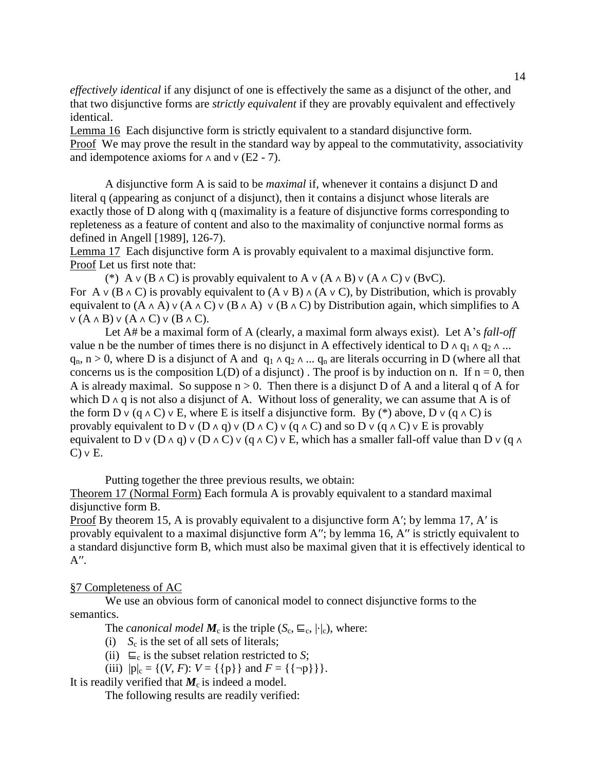*effectively identical* if any disjunct of one is effectively the same as a disjunct of the other, and that two disjunctive forms are *strictly equivalent* if they are provably equivalent and effectively identical.

Lemma 16 Each disjunctive form is strictly equivalent to a standard disjunctive form.

Proof We may prove the result in the standard way by appeal to the commutativity, associativity and idempotence axioms for $\wedge$ and $\vee$ (E2 - 7).

A disjunctive form A is said to be *maximal* if, whenever it contains a disjunct D and literal q (appearing as conjunct of a disjunct), then it contains a disjunct whose literals are exactly those of D along with q (maximality is a feature of disjunctive forms corresponding to repleteness as a feature of content and also to the maximality of conjunctive normal forms as defined in Angell [1989], 126-7).

Lemma 17 Each disjunctive form A is provably equivalent to a maximal disjunctive form.

Proof Let us first note that:

(*) $A \vee (B \wedge C)$ is provably equivalent to $A \vee (A \wedge B) \vee (A \wedge C) \vee (B \vee C)$.

For $A \vee (B \wedge C)$ is provably equivalent to $(A \vee B) \wedge (A \vee C)$, by Distribution, which is provably equivalent to $(A \wedge A) \vee (A \wedge C) \vee (B \wedge A) \vee (B \wedge C)$ by Distribution again, which simplifies to $A \vee (A \wedge B) \vee (A \wedge C) \vee (B \wedge C)$.

Let A# be a maximal form of A (clearly, a maximal form always exist). Let A's *fall-off* value n be the number of times there is no disjunct in A effectively identical to $D \wedge q_1 \wedge q_2 \wedge ... q_n$, $n > 0$, where D is a disjunct of A and $q_1 \wedge q_2 \wedge ... q_n$ are literals occurring in D (where all that concerns us is the composition L(D) of a disjunct) . The proof is by induction on n. If $n = 0$, then A is already maximal. So suppose $n > 0$. Then there is a disjunct D of A and a literal q of A for which $D \wedge q$ is not also a disjunct of A. Without loss of generality, we can assume that A is of the form $D \vee (q \wedge C) \vee E$, where E is itself a disjunctive form. By (*) above, $D \vee (q \wedge C)$ is provably equivalent to $D \vee (D \wedge q) \vee (D \wedge C) \vee (q \wedge C)$ and so $D \vee (q \wedge C) \vee E$ is provably equivalent to $D \vee (D \wedge q) \vee (D \wedge C) \vee (q \wedge C) \vee E$, which has a smaller fall-off value than $D \vee (q \wedge C) \vee E$.

Putting together the three previous results, we obtain:

Theorem 17 (Normal Form) Each formula A is provably equivalent to a standard maximal disjunctive form B.

Proof By theorem 15, A is provably equivalent to a disjunctive form A′; by lemma 17, A′ is provably equivalent to a maximal disjunctive form A″; by lemma 16, A″ is strictly equivalent to a standard disjunctive form B, which must also be maximal given that it is effectively identical to A″.

## §7 Completeness of AC

We use an obvious form of canonical model to connect disjunctive forms to the semantics.

The *canonical model* $\boldsymbol{M}_c$ is the triple $(S_c, \sqsubseteq_c, |\cdot|_c)$, where:

(i) $S_c$ is the set of all sets of literals;

(ii) $\sqsubseteq_c$ is the subset relation restricted to $S$;

(iii) $|p|_c = \{(V, F): V = \{\{p\}\} \text{ and } F = \{\{\neg p\}\}\}$.

It is readily verified that $\boldsymbol{M}_c$ is indeed a model.

The following results are readily verified: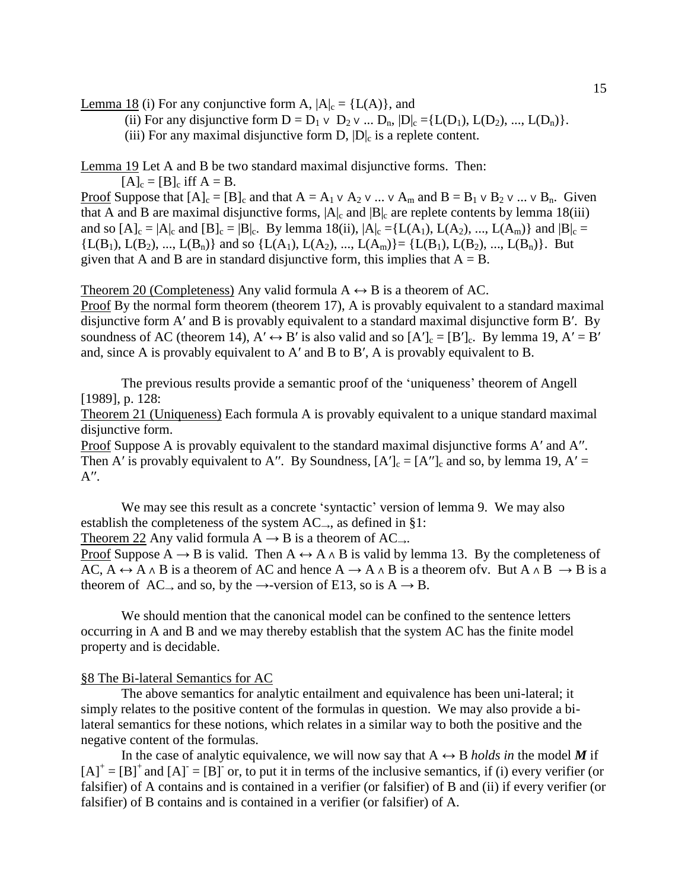Lemma 18 (i) For any conjunctive form A, $|A|_c = \{L(A)\}$, and

(ii) For any disjunctive form $D = D_1 \vee D_2 \vee \ldots D_n$, $|D|_c = \{L(D_1), L(D_2), \ldots, L(D_n)\}$.

(iii) For any maximal disjunctive form D, $|D|_c$ is a replete content.

Lemma 19 Let A and B be two standard maximal disjunctive forms. Then:

$[A]_c = [B]_c$ iff $A = B$.

Proof Suppose that $[A]_c = [B]_c$ and that $A = A_1 \vee A_2 \vee \ldots \vee A_m$ and $B = B_1 \vee B_2 \vee \ldots \vee B_n$. Given that A and B are maximal disjunctive forms, $|A|_c$ and $|B|_c$ are replete contents by lemma 18(iii) and so $[A]_c = |A|_c$ and $[B]_c = |B|_c$. By lemma 18(ii), $|A|_c = \{L(A_1), L(A_2), \ldots, L(A_m)\}$ and $|B|_c = \{L(B_1), L(B_2), \ldots, L(B_n)\}$ and so $\{L(A_1), L(A_2), \ldots, L(A_m)\} = \{L(B_1), L(B_2), \ldots, L(B_n)\}$. But given that A and B are in standard disjunctive form, this implies that $A = B$.

Theorem 20 (Completeness) Any valid formula $A \leftrightarrow B$ is a theorem of AC.

Proof By the normal form theorem (theorem 17), A is provably equivalent to a standard maximal disjunctive form A′ and B is provably equivalent to a standard maximal disjunctive form B′. By soundness of AC (theorem 14), $A' \leftrightarrow B'$ is also valid and so $[A']_c = [B']_c$. By lemma 19, $A' = B'$ and, since A is provably equivalent to A′ and B to B′, A is provably equivalent to B.

The previous results provide a semantic proof of the 'uniqueness' theorem of Angell [1989], p. 128:

Theorem 21 (Uniqueness) Each formula A is provably equivalent to a unique standard maximal disjunctive form.

Proof Suppose A is provably equivalent to the standard maximal disjunctive forms A′ and A″. Then A′ is provably equivalent to A″. By Soundness, $[A']_c = [A'']_c$ and so, by lemma 19, $A' = A''$.

We may see this result as a concrete 'syntactic' version of lemma 9. We may also establish the completeness of the system $AC_{\rightarrow}$, as defined in §1:

Theorem 22 Any valid formula $A \rightarrow B$ is a theorem of $AC_{\rightarrow}$.

Proof Suppose $A \rightarrow B$ is valid. Then $A \leftrightarrow A \wedge B$ is valid by lemma 13. By the completeness of AC, $A \leftrightarrow A \wedge B$ is a theorem of AC and hence $A \rightarrow A \wedge B$ is a theorem ofv. But $A \wedge B \rightarrow B$ is a theorem of $AC_{\rightarrow}$ and so, by the $\rightarrow$-version of E13, so is $A \rightarrow B$.

We should mention that the canonical model can be confined to the sentence letters occurring in A and B and we may thereby establish that the system AC has the finite model property and is decidable.

## §8 The Bi-lateral Semantics for AC

The above semantics for analytic entailment and equivalence has been uni-lateral; it simply relates to the positive content of the formulas in question. We may also provide a bi-lateral semantics for these notions, which relates in a similar way to both the positive and the negative content of the formulas.

In the case of analytic equivalence, we will now say that $A \leftrightarrow B$ *holds in* the model ***M*** if $[A]^+ = [B]^+$ and $[A]^- = [B]^-$ or, to put it in terms of the inclusive semantics, if (i) every verifier (or falsifier) of A contains and is contained in a verifier (or falsifier) of B and (ii) if every verifier (or falsifier) of B contains and is contained in a verifier (or falsifier) of A.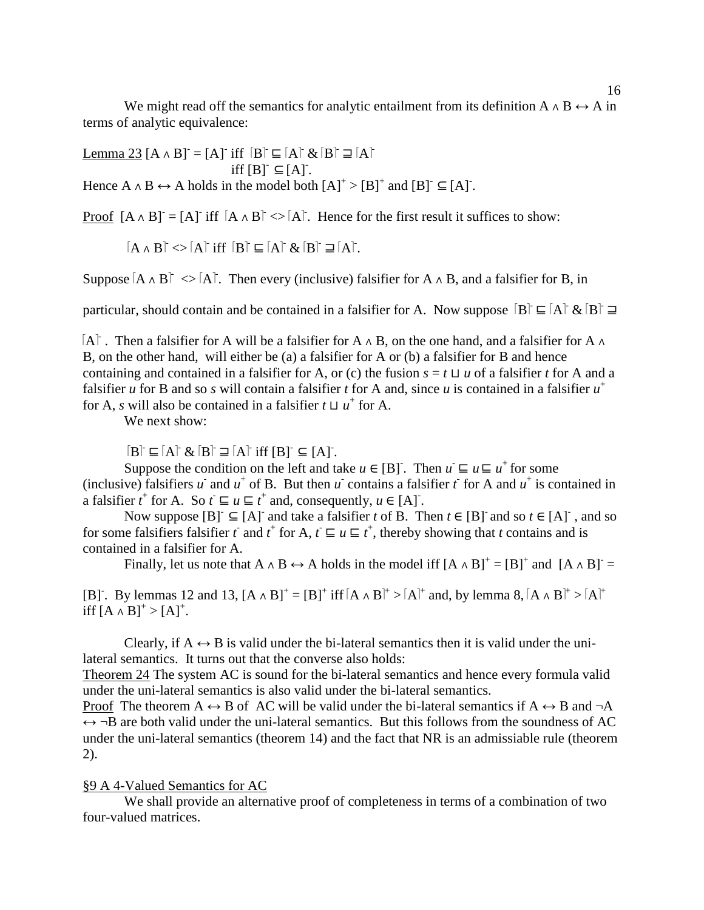We might read off the semantics for analytic entailment from its definition $A \wedge B \leftrightarrow A$ in terms of analytic equivalence:

Lemma 23 $[A \wedge B]^- = [A]^-$ iff $\lceil B \rceil^- \sqsubseteq \lceil A \rceil^-$ & $\lceil B \rceil^- \sqsupseteq \lceil A \rceil^-$
iff $[B]^- \subseteq [A]^-$.
Hence $A \wedge B \leftrightarrow A$ holds in the model both $[A]^+ > [B]^+$ and $[B]^- \subseteq [A]^-$.

Proof $[A \wedge B]^- = [A]^-$ iff $\lceil A \wedge B \rceil^- <> \lceil A \rceil^-$. Hence for the first result it suffices to show:

$\lceil A \wedge B \rceil^- <> \lceil A \rceil^-$ iff $\lceil B \rceil^- \sqsubseteq \lceil A \rceil^-$ & $\lceil B \rceil^- \sqsupseteq \lceil A \rceil^-$.

Suppose $\lceil A \wedge B \rceil^- <> \lceil A \rceil^-$. Then every (inclusive) falsifier for $A \wedge B$, and a falsifier for B, in particular, should contain and be contained in a falsifier for A. Now suppose $\lceil B \rceil^- \sqsubseteq \lceil A \rceil^-$ & $\lceil B \rceil^- \sqsupseteq \lceil A \rceil^-$. Then a falsifier for A will be a falsifier for $A \wedge B$, on the one hand, and a falsifier for $A \wedge B$, on the other hand, will either be (a) a falsifier for A or (b) a falsifier for B and hence containing and contained in a falsifier for A, or (c) the fusion $s = t \sqcup u$ of a falsifier $t$ for A and a falsifier $u$ for B and so $s$ will contain a falsifier $t$ for A and, since $u$ is contained in a falsifier $u^+$ for A, $s$ will also be contained in a falsifier $t \sqcup u^+$ for A.

We next show:

$\lceil B \rceil^- \sqsubseteq \lceil A \rceil^-$ & $\lceil B \rceil^- \sqsupseteq \lceil A \rceil^-$ iff $[B]^- \subseteq [A]^-$.

Suppose the condition on the left and take $u \in [B]^-$. Then $u^- \sqsubseteq u \sqsubseteq u^+$ for some (inclusive) falsifiers $u^-$ and $u^+$ of B. But then $u^-$ contains a falsifier $t^-$ for A and $u^+$ is contained in a falsifier $t^+$ for A. So $t^- \sqsubseteq u \sqsubseteq t^+$ and, consequently, $u \in [A]^-$.

Now suppose $[B]^- \subseteq [A]^-$ and take a falsifier $t$ of B. Then $t \in [B]^-$ and so $t \in [A]^-$, and so for some falsifiers falsifier $t^-$ and $t^+$ for A, $t^- \sqsubseteq u \sqsubseteq t^+$, thereby showing that $t$ contains and is contained in a falsifier for A.

Finally, let us note that $A \wedge B \leftrightarrow A$ holds in the model iff $[A \wedge B]^+ = [B]^+$ and $[A \wedge B]^- = [B]^-$. By lemmas 12 and 13, $[A \wedge B]^+ = [B]^+$ iff $\lceil A \wedge B \rceil^+ > \lceil A \rceil^+$ and, by lemma 8, $\lceil A \wedge B \rceil^+ > \lceil A \rceil^+$ iff $[A \wedge B]^+ > [A]^+$.

Clearly, if $A \leftrightarrow B$ is valid under the bi-lateral semantics then it is valid under the uni-lateral semantics. It turns out that the converse also holds:

Theorem 24 The system AC is sound for the bi-lateral semantics and hence every formula valid under the uni-lateral semantics is also valid under the bi-lateral semantics.

Proof The theorem $A \leftrightarrow B$ of AC will be valid under the bi-lateral semantics if $A \leftrightarrow B$ and $\neg A \leftrightarrow \neg B$ are both valid under the uni-lateral semantics. But this follows from the soundness of AC under the uni-lateral semantics (theorem 14) and the fact that NR is an admissiable rule (theorem 2).

## §9 A 4-Valued Semantics for AC

We shall provide an alternative proof of completeness in terms of a combination of two four-valued matrices.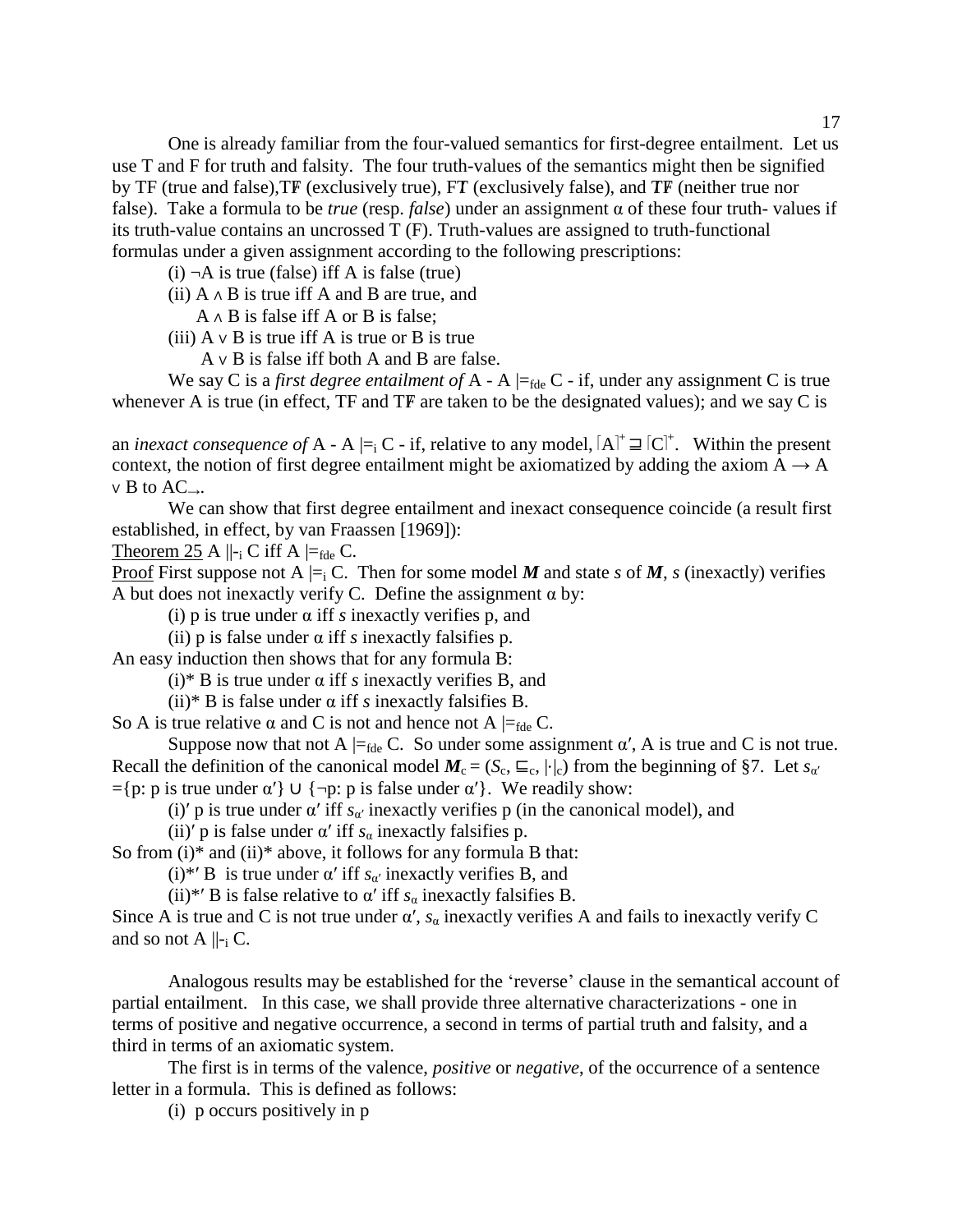One is already familiar from the four-valued semantics for first-degree entailment. Let us use T and F for truth and falsity. The four truth-values of the semantics might then be signified by TF (true and false),T$\not{F}$ (exclusively true), F$\not{T}$ (exclusively false), and $\not{T}\not{F}$ (neither true nor false). Take a formula to be *true* (resp. *false*) under an assignment α of these four truth- values if its truth-value contains an uncrossed T (F). Truth-values are assigned to truth-functional formulas under a given assignment according to the following prescriptions:

(i) $\neg$A is true (false) iff A is false (true)

(ii) A ∧ B is true iff A and B are true, and
A ∧ B is false iff A or B is false;

(iii) A ∨ B is true iff A is true or B is true
A ∨ B is false iff both A and B are false.

We say C is a *first degree entailment of* A - A $\models_{fde}$ C - if, under any assignment C is true whenever A is true (in effect, TF and T$\not{F}$ are taken to be the designated values); and we say C is an *inexact consequence of* A - A $\models_i$ C - if, relative to any model, $\lceil A \rceil^+ \sqsupseteq \lceil C \rceil^+$. Within the present context, the notion of first degree entailment might be axiomatized by adding the axiom A → A ∨ B to $AC_{\rightarrow}$.

We can show that first degree entailment and inexact consequence coincide (a result first established, in effect, by van Fraassen [1969]):

<u>Theorem 25</u> A $\Vdash_i$ C iff A $\models_{fde}$ C.

<u>Proof</u> First suppose not A $\models_i$ C. Then for some model ***M*** and state *s* of ***M***, *s* (inexactly) verifies A but does not inexactly verify C. Define the assignment α by:

(i) p is true under α iff *s* inexactly verifies p, and

(ii) p is false under α iff *s* inexactly falsifies p.

An easy induction then shows that for any formula B:

(i)* B is true under α iff *s* inexactly verifies B, and

(ii)* B is false under α iff *s* inexactly falsifies B.

So A is true relative α and C is not and hence not A $\models_{fde}$ C.

Suppose now that not A $\models_{fde}$ C. So under some assignment α′, A is true and C is not true. Recall the definition of the canonical model $\boldsymbol{M}_c = (S_c, \sqsubseteq_c, |\cdot|_c)$ from the beginning of §7. Let $s_{\alpha'}$ ={p: p is true under α′} ∪ {¬p: p is false under α′}. We readily show:

(i)′ p is true under α′ iff $s_{\alpha'}$ inexactly verifies p (in the canonical model), and

(ii)′ p is false under α′ iff $s_\alpha$ inexactly falsifies p.

So from (i)* and (ii)* above, it follows for any formula B that:

(i)*′ B is true under α′ iff $s_{\alpha'}$ inexactly verifies B, and

(ii)*′ B is false relative to α′ iff $s_\alpha$ inexactly falsifies B.

Since A is true and C is not true under α′, $s_\alpha$ inexactly verifies A and fails to inexactly verify C and so not A $\Vdash_i$ C.

Analogous results may be established for the 'reverse' clause in the semantical account of partial entailment. In this case, we shall provide three alternative characterizations - one in terms of positive and negative occurrence, a second in terms of partial truth and falsity, and a third in terms of an axiomatic system.

The first is in terms of the valence, *positive* or *negative*, of the occurrence of a sentence letter in a formula. This is defined as follows:

(i) p occurs positively in p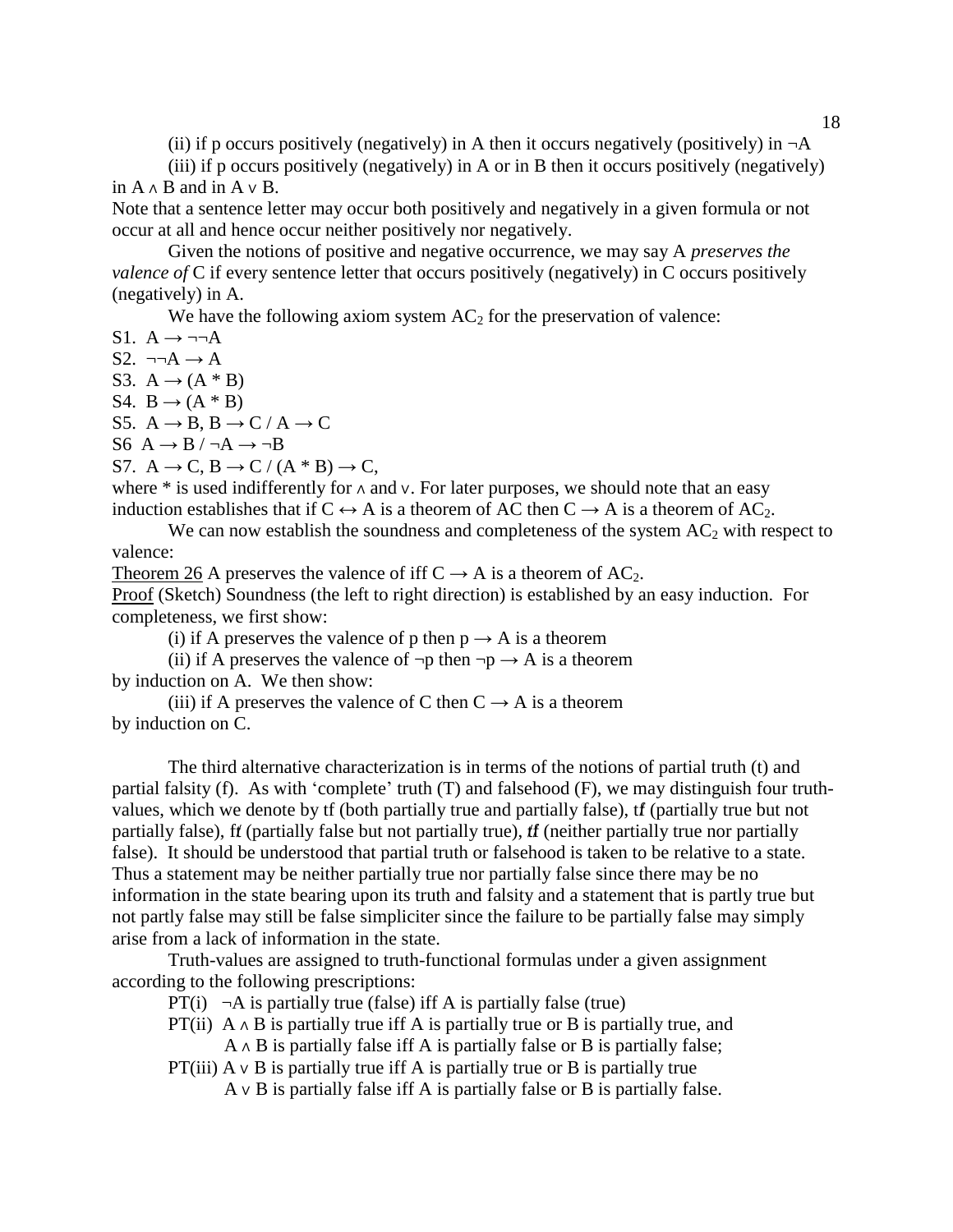(ii) if p occurs positively (negatively) in A then it occurs negatively (positively) in $\neg A$

(iii) if p occurs positively (negatively) in A or in B then it occurs positively (negatively) in $A \wedge B$ and in $A \vee B$.

Note that a sentence letter may occur both positively and negatively in a given formula or not occur at all and hence occur neither positively nor negatively.

Given the notions of positive and negative occurrence, we may say A *preserves the valence of* C if every sentence letter that occurs positively (negatively) in C occurs positively (negatively) in A.

We have the following axiom system $AC_2$ for the preservation of valence:

S1. $A \rightarrow \neg\neg A$

S2. $\neg\neg A \rightarrow A$

S3. $A \rightarrow (A * B)$

S4. $B \rightarrow (A * B)$

S5. $A \rightarrow B, B \rightarrow C / A \rightarrow C$

S6 $A \rightarrow B / \neg A \rightarrow \neg B$

S7. $A \rightarrow C, B \rightarrow C / (A * B) \rightarrow C$,

where * is used indifferently for $\wedge$ and $\vee$. For later purposes, we should note that an easy induction establishes that if $C \leftrightarrow A$ is a theorem of AC then $C \rightarrow A$ is a theorem of $AC_2$.

We can now establish the soundness and completeness of the system $AC_2$ with respect to valence:

Theorem 26 A preserves the valence of iff $C \rightarrow A$ is a theorem of $AC_2$.

Proof (Sketch) Soundness (the left to right direction) is established by an easy induction. For completeness, we first show:

(i) if A preserves the valence of p then $p \rightarrow A$ is a theorem

(ii) if A preserves the valence of $\neg p$ then $\neg p \rightarrow A$ is a theorem

by induction on A. We then show:

(iii) if A preserves the valence of C then $C \rightarrow A$ is a theorem

by induction on C.

The third alternative characterization is in terms of the notions of partial truth (t) and partial falsity (f). As with 'complete' truth (T) and falsehood (F), we may distinguish four truth-values, which we denote by tf (both partially true and partially false), t*f* (partially true but not partially false), f*t* (partially false but not partially true), *tf* (neither partially true nor partially false). It should be understood that partial truth or falsehood is taken to be relative to a state. Thus a statement may be neither partially true nor partially false since there may be no information in the state bearing upon its truth and falsity and a statement that is partly true but not partly false may still be false simpliciter since the failure to be partially false may simply arise from a lack of information in the state.

Truth-values are assigned to truth-functional formulas under a given assignment according to the following prescriptions:

PT(i) $\neg A$ is partially true (false) iff A is partially false (true)

PT(ii) $A \wedge B$ is partially true iff A is partially true or B is partially true, and
$A \wedge B$ is partially false iff A is partially false or B is partially false;

PT(iii) $A \vee B$ is partially true iff A is partially true or B is partially true
$A \vee B$ is partially false iff A is partially false or B is partially false.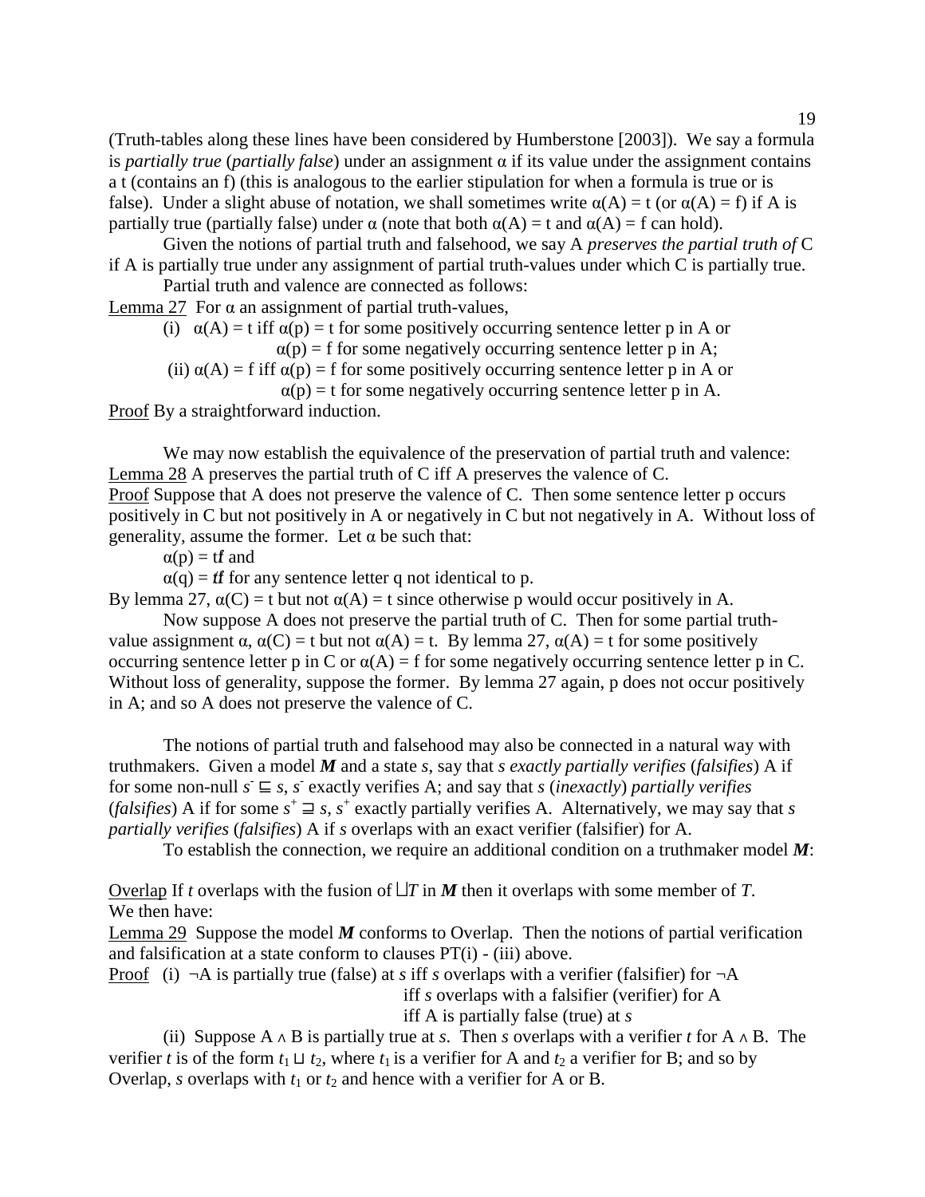(Truth-tables along these lines have been considered by Humberstone [2003]). We say a formula is *partially true* (*partially false*) under an assignment $\alpha$ if its value under the assignment contains a t (contains an f) (this is analogous to the earlier stipulation for when a formula is true or is false). Under a slight abuse of notation, we shall sometimes write $\alpha(A) = t$ (or $\alpha(A) = f$) if A is partially true (partially false) under $\alpha$ (note that both $\alpha(A) = t$ and $\alpha(A) = f$ can hold).

Given the notions of partial truth and falsehood, we say A *preserves the partial truth of* C if A is partially true under any assignment of partial truth-values under which C is partially true.

Partial truth and valence are connected as follows:

Lemma 27 For $\alpha$ an assignment of partial truth-values,

(i) $\alpha(A) = t$ iff $\alpha(p) = t$ for some positively occurring sentence letter p in A or $\alpha(p) = f$ for some negatively occurring sentence letter p in A;

(ii) $\alpha(A) = f$ iff $\alpha(p) = f$ for some positively occurring sentence letter p in A or $\alpha(p) = t$ for some negatively occurring sentence letter p in A.

Proof By a straightforward induction.

We may now establish the equivalence of the preservation of partial truth and valence:

Lemma 28 A preserves the partial truth of C iff A preserves the valence of C.

Proof Suppose that A does not preserve the valence of C. Then some sentence letter p occurs positively in C but not positively in A or negatively in C but not negatively in A. Without loss of generality, assume the former. Let $\alpha$ be such that:

$\alpha(p) = t\mathit{f}$ and

$\alpha(q) = \mathit{tf}$ for any sentence letter q not identical to p.

By lemma 27, $\alpha(C) = t$ but not $\alpha(A) = t$ since otherwise p would occur positively in A.

Now suppose A does not preserve the partial truth of C. Then for some partial truth-value assignment $\alpha$, $\alpha(C) = t$ but not $\alpha(A) = t$. By lemma 27, $\alpha(A) = t$ for some positively occurring sentence letter p in C or $\alpha(A) = f$ for some negatively occurring sentence letter p in C. Without loss of generality, suppose the former. By lemma 27 again, p does not occur positively in A; and so A does not preserve the valence of C.

The notions of partial truth and falsehood may also be connected in a natural way with truthmakers. Given a model ***M*** and a state *s*, say that *s exactly partially verifies* (*falsifies*) A if for some non-null $s^- \sqsubseteq s$, $s^-$ exactly verifies A; and say that *s* (*inexactly*) *partially verifies* (*falsifies*) A if for some $s^+ \sqsupseteq s$, $s^+$ exactly partially verifies A. Alternatively, we may say that *s partially verifies* (*falsifies*) A if *s* overlaps with an exact verifier (falsifier) for A.

To establish the connection, we require an additional condition on a truthmaker model ***M***:

Overlap If *t* overlaps with the fusion of $\sqcup T$ in ***M*** then it overlaps with some member of *T*.

We then have:

Lemma 29 Suppose the model ***M*** conforms to Overlap. Then the notions of partial verification and falsification at a state conform to clauses PT(i) - (iii) above.

Proof (i) $\neg$A is partially true (false) at *s* iff *s* overlaps with a verifier (falsifier) for $\neg$A
iff *s* overlaps with a falsifier (verifier) for A
iff A is partially false (true) at *s*

(ii) Suppose A $\wedge$ B is partially true at *s*. Then *s* overlaps with a verifier *t* for A $\wedge$ B. The verifier *t* is of the form $t_1 \sqcup t_2$, where $t_1$ is a verifier for A and $t_2$ a verifier for B; and so by Overlap, *s* overlaps with $t_1$ or $t_2$ and hence with a verifier for A or B.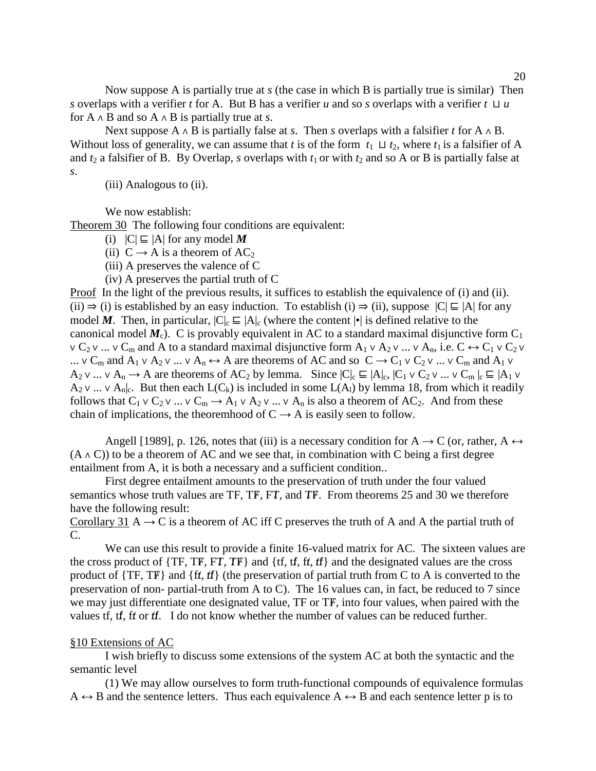Now suppose A is partially true at *s* (the case in which B is partially true is similar) Then *s* overlaps with a verifier *t* for A. But B has a verifier *u* and so *s* overlaps with a verifier $t \sqcup u$ for A ∧ B and so A ∧ B is partially true at *s*.

Next suppose A ∧ B is partially false at *s*. Then *s* overlaps with a falsifier *t* for A ∧ B. Without loss of generality, we can assume that *t* is of the form $t_1 \sqcup t_2$, where $t_1$ is a falsifier of A and $t_2$ a falsifier of B. By Overlap, *s* overlaps with $t_1$ or with $t_2$ and so A or B is partially false at *s*.

(iii) Analogous to (ii).

We now establish:

Theorem 30 The following four conditions are equivalent:

(i) $|C| \sqsubseteq |A|$ for any model $\boldsymbol{M}$

(ii) $C \rightarrow A$ is a theorem of $AC_2$

(iii) A preserves the valence of C

(iv) A preserves the partial truth of C

Proof In the light of the previous results, it suffices to establish the equivalence of (i) and (ii). (ii) ⇒ (i) is established by an easy induction. To establish (i) ⇒ (ii), suppose $|C| \sqsubseteq |A|$ for any model $\boldsymbol{M}$. Then, in particular, $|C|_c \sqsubseteq |A|_c$ (where the content $|\bullet|$ is defined relative to the canonical model $\boldsymbol{M}_c$). C is provably equivalent in AC to a standard maximal disjunctive form $C_1 \vee C_2 \vee ... \vee C_m$ and A to a standard maximal disjunctive form $A_1 \vee A_2 \vee ... \vee A_n$, i.e. $C \leftrightarrow C_1 \vee C_2 \vee ... \vee C_m$ and $A_1 \vee A_2 \vee ... \vee A_n \leftrightarrow A$ are theorems of AC and so $C \rightarrow C_1 \vee C_2 \vee ... \vee C_m$ and $A_1 \vee A_2 \vee ... \vee A_n \rightarrow A$ are theorems of $AC_2$ by lemma. Since $|C|_c \sqsubseteq |A|_c$, $|C_1 \vee C_2 \vee ... \vee C_m|_c \sqsubseteq |A_1 \vee A_2 \vee ... \vee A_n|_c$. But then each $L(C_k)$ is included in some $L(A_l)$ by lemma 18, from which it readily follows that $C_1 \vee C_2 \vee ... \vee C_m \rightarrow A_1 \vee A_2 \vee ... \vee A_n$ is also a theorem of $AC_2$. And from these chain of implications, the theoremhood of $C \rightarrow A$ is easily seen to follow.

Angell [1989], p. 126, notes that (iii) is a necessary condition for $A \rightarrow C$ (or, rather, $A \leftrightarrow (A \wedge C)$) to be a theorem of AC and we see that, in combination with C being a first degree entailment from A, it is both a necessary and a sufficient condition..

First degree entailment amounts to the preservation of truth under the four valued semantics whose truth values are TF, T*F*, F*T*, and *TF*. From theorems 25 and 30 we therefore have the following result:

Corollary 31 $A \rightarrow C$ is a theorem of AC iff C preserves the truth of A and A the partial truth of C.

We can use this result to provide a finite 16-valued matrix for AC. The sixteen values are the cross product of {TF, T*F*, F*T*, *TF*} and {tf, t*f*, f*t*, *tf*} and the designated values are the cross product of {TF, T*F*} and {f*t*, *tf*} (the preservation of partial truth from C to A is converted to the preservation of non- partial-truth from A to C). The 16 values can, in fact, be reduced to 7 since we may just differentiate one designated value, TF or T*F*, into four values, when paired with the values tf, t*f*, f*t* or *tf*. I do not know whether the number of values can be reduced further.

## §10 Extensions of AC

I wish briefly to discuss some extensions of the system AC at both the syntactic and the semantic level

(1) We may allow ourselves to form truth-functional compounds of equivalence formulas $A \leftrightarrow B$ and the sentence letters. Thus each equivalence $A \leftrightarrow B$ and each sentence letter p is to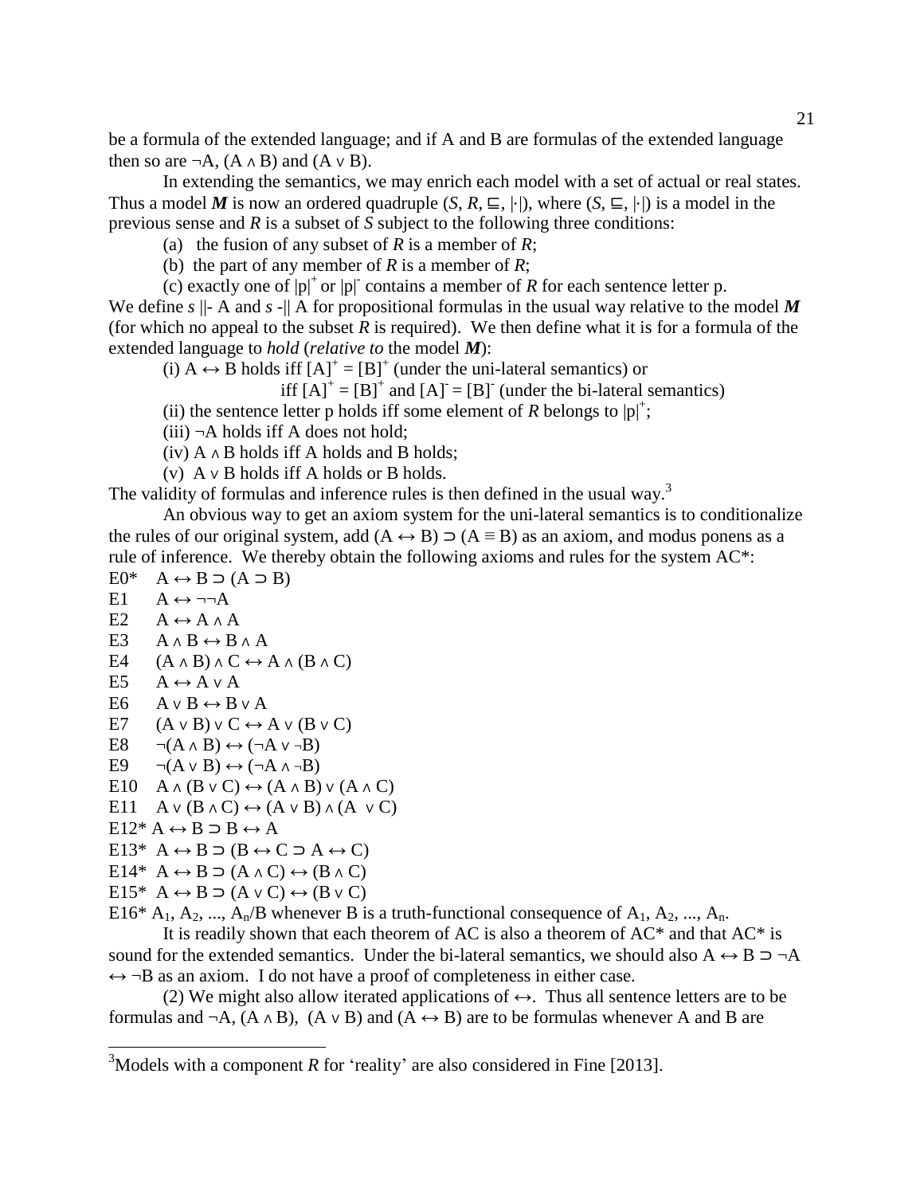be a formula of the extended language; and if A and B are formulas of the extended language then so are $\neg A$, $(A \wedge B)$ and $(A \vee B)$.

In extending the semantics, we may enrich each model with a set of actual or real states. Thus a model $\boldsymbol{M}$ is now an ordered quadruple $(S, R, \sqsubseteq, |\cdot|)$, where $(S, \sqsubseteq, |\cdot|)$ is a model in the previous sense and $R$ is a subset of $S$ subject to the following three conditions:

(a) the fusion of any subset of $R$ is a member of $R$;

(b) the part of any member of $R$ is a member of $R$;

(c) exactly one of $|p|^+$ or $|p|^-$ contains a member of $R$ for each sentence letter p.

We define $s \Vdash A$ and $s \dashv\!| A$ for propositional formulas in the usual way relative to the model $\boldsymbol{M}$ (for which no appeal to the subset $R$ is required). We then define what it is for a formula of the extended language to *hold* (*relative to* the model $\boldsymbol{M}$):

(i) $A \leftrightarrow B$ holds iff $[A]^+ = [B]^+$ (under the uni-lateral semantics) or iff $[A]^+ = [B]^+$ and $[A]^- = [B]^-$ (under the bi-lateral semantics)

(ii) the sentence letter p holds iff some element of $R$ belongs to $|p|^+$;

(iii) $\neg A$ holds iff A does not hold;

(iv) $A \wedge B$ holds iff A holds and B holds;

(v) $A \vee B$ holds iff A holds or B holds.

The validity of formulas and inference rules is then defined in the usual way.[3]

An obvious way to get an axiom system for the uni-lateral semantics is to conditionalize the rules of our original system, add $(A \leftrightarrow B) \supset (A \equiv B)$ as an axiom, and modus ponens as a rule of inference. We thereby obtain the following axioms and rules for the system AC*:

E0* $A \leftrightarrow B \supset (A \supset B)$

E1 $A \leftrightarrow \neg\neg A$

E2 $A \leftrightarrow A \wedge A$

E3 $A \wedge B \leftrightarrow B \wedge A$

E4 $(A \wedge B) \wedge C \leftrightarrow A \wedge (B \wedge C)$

E5 $A \leftrightarrow A \vee A$

E6 $A \vee B \leftrightarrow B \vee A$

E7 $(A \vee B) \vee C \leftrightarrow A \vee (B \vee C)$

E8 $\neg(A \wedge B) \leftrightarrow (\neg A \vee \neg B)$

E9 $\neg(A \vee B) \leftrightarrow (\neg A \wedge \neg B)$

E10 $A \wedge (B \vee C) \leftrightarrow (A \wedge B) \vee (A \wedge C)$

E11 $A \vee (B \wedge C) \leftrightarrow (A \vee B) \wedge (A \vee C)$

E12* $A \leftrightarrow B \supset B \leftrightarrow A$

E13* $A \leftrightarrow B \supset (B \leftrightarrow C \supset A \leftrightarrow C)$

E14* $A \leftrightarrow B \supset (A \wedge C) \leftrightarrow (B \wedge C)$

E15* $A \leftrightarrow B \supset (A \vee C) \leftrightarrow (B \vee C)$

E16* $A_1, A_2, ..., A_n/B$ whenever B is a truth-functional consequence of $A_1, A_2, ..., A_n$.

It is readily shown that each theorem of AC is also a theorem of AC* and that AC* is sound for the extended semantics. Under the bi-lateral semantics, we should also $A \leftrightarrow B \supset \neg A \leftrightarrow \neg B$ as an axiom. I do not have a proof of completeness in either case.

(2) We might also allow iterated applications of $\leftrightarrow$. Thus all sentence letters are to be formulas and $\neg A$, $(A \wedge B)$, $(A \vee B)$ and $(A \leftrightarrow B)$ are to be formulas whenever A and B are

[3] Models with a component $R$ for 'reality' are also considered in Fine [2013].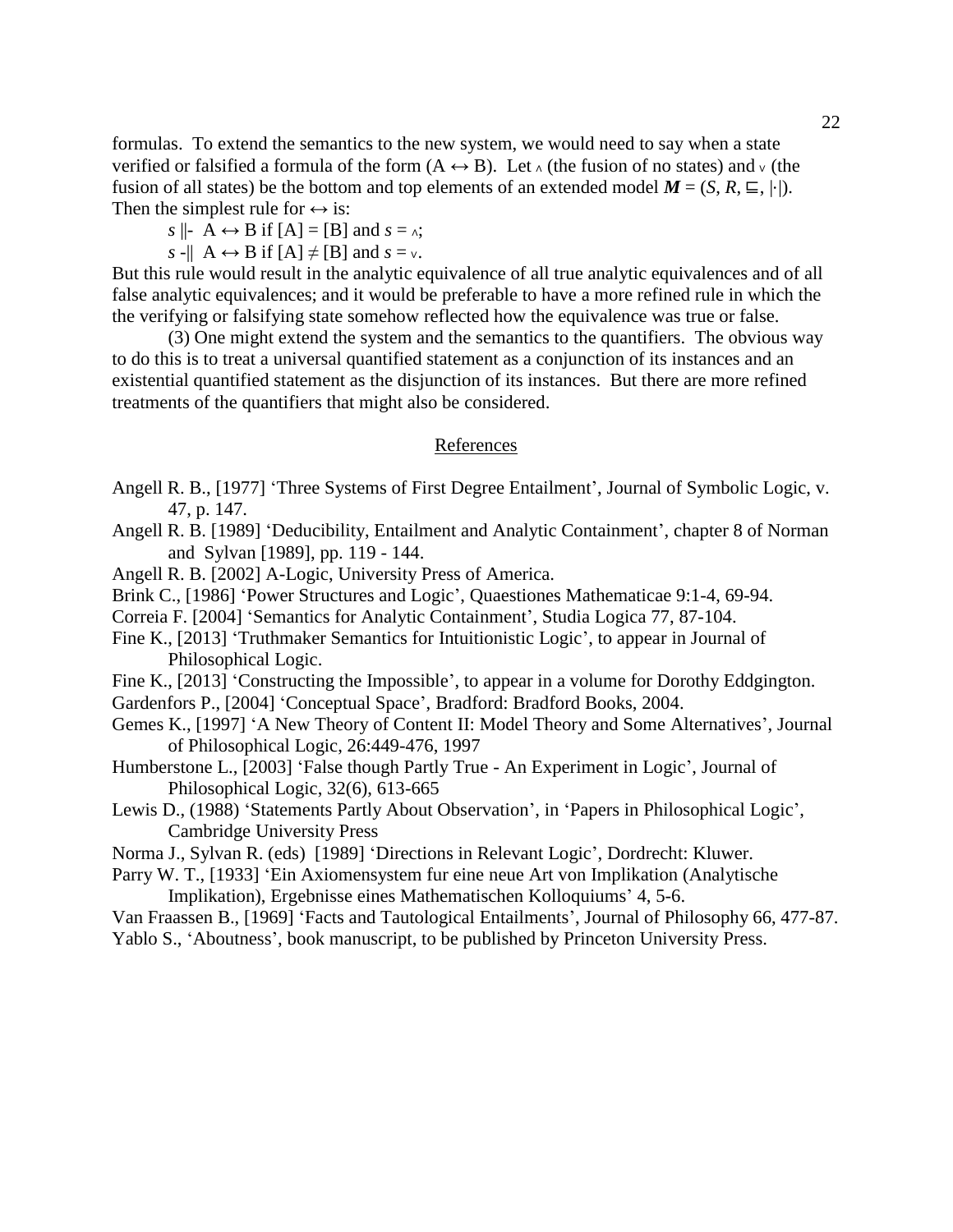formulas. To extend the semantics to the new system, we would need to say when a state verified or falsified a formula of the form (A ↔ B). Let $\wedge$ (the fusion of no states) and $\vee$ (the fusion of all states) be the bottom and top elements of an extended model $\boldsymbol{M} = (S, R, \sqsubseteq, |\cdot|)$. Then the simplest rule for ↔ is:

$s$ ||- A ↔ B if [A] = [B] and $s = \wedge$;

$s$ -|| A ↔ B if [A] ≠ [B] and $s = \vee$.

But this rule would result in the analytic equivalence of all true analytic equivalences and of all false analytic equivalences; and it would be preferable to have a more refined rule in which the the verifying or falsifying state somehow reflected how the equivalence was true or false.

(3) One might extend the system and the semantics to the quantifiers. The obvious way to do this is to treat a universal quantified statement as a conjunction of its instances and an existential quantified statement as the disjunction of its instances. But there are more refined treatments of the quantifiers that might also be considered.

## References

Angell R. B., [1977] 'Three Systems of First Degree Entailment', Journal of Symbolic Logic, v. 47, p. 147.

Angell R. B. [1989] 'Deducibility, Entailment and Analytic Containment', chapter 8 of Norman and Sylvan [1989], pp. 119 - 144.

Angell R. B. [2002] A-Logic, University Press of America.

Brink C., [1986] 'Power Structures and Logic', Quaestiones Mathematicae 9:1-4, 69-94.

Correia F. [2004] 'Semantics for Analytic Containment', Studia Logica 77, 87-104.

Fine K., [2013] 'Truthmaker Semantics for Intuitionistic Logic', to appear in Journal of Philosophical Logic.

Fine K., [2013] 'Constructing the Impossible', to appear in a volume for Dorothy Eddgington.

Gardenfors P., [2004] 'Conceptual Space', Bradford: Bradford Books, 2004.

Gemes K., [1997] 'A New Theory of Content II: Model Theory and Some Alternatives', Journal of Philosophical Logic, 26:449-476, 1997

Humberstone L., [2003] 'False though Partly True - An Experiment in Logic', Journal of Philosophical Logic, 32(6), 613-665

Lewis D., (1988) 'Statements Partly About Observation', in 'Papers in Philosophical Logic', Cambridge University Press

Norma J., Sylvan R. (eds) [1989] 'Directions in Relevant Logic', Dordrecht: Kluwer.

Parry W. T., [1933] 'Ein Axiomensystem fur eine neue Art von Implikation (Analytische Implikation), Ergebnisse eines Mathematischen Kolloquiums' 4, 5-6.

Van Fraassen B., [1969] 'Facts and Tautological Entailments', Journal of Philosophy 66, 477-87.

Yablo S., 'Aboutness', book manuscript, to be published by Princeton University Press.